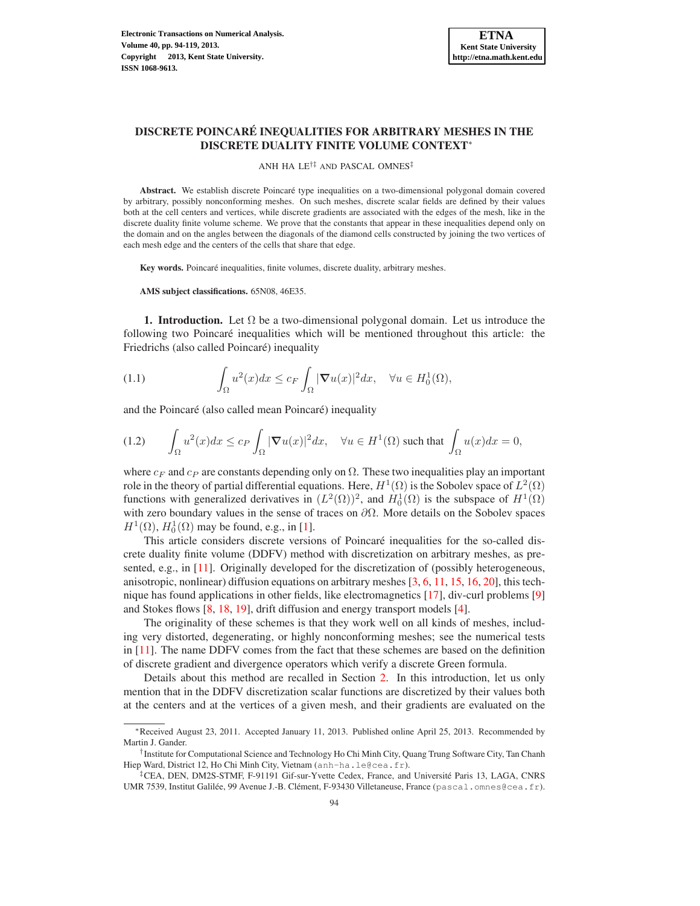# DISCRETE POINCARÉ INEQUALITIES FOR ARBITRARY MESHES IN THE DISCRETE DUALITY FINITE VOLUME CONTEXT*

ANH HA LE[†‡] AND PASCAL OMNES[‡]

**Abstract.** We establish discrete Poincaré type inequalities on a two-dimensional polygonal domain covered by arbitrary, possibly nonconforming meshes. On such meshes, discrete scalar fields are defined by their values both at the cell centers and vertices, while discrete gradients are associated with the edges of the mesh, like in the discrete duality finite volume scheme. We prove that the constants that appear in these inequalities depend only on the domain and on the angles between the diagonals of the diamond cells constructed by joining the two vertices of each mesh edge and the centers of the cells that share that edge.

**Key words.** Poincaré inequalities, finite volumes, discrete duality, arbitrary meshes.

**AMS subject classifications.** 65N08, 46E35.

**1. Introduction.** Let $\Omega$ be a two-dimensional polygonal domain. Let us introduce the following two Poincaré inequalities which will be mentioned throughout this article: the Friedrichs (also called Poincaré) inequality

$$\int_\Omega u^2(x)dx \le c_F \int_\Omega |\boldsymbol{\nabla} u(x)|^2 dx, \quad \forall u \in H_0^1(\Omega), \tag{1.1}$$

and the Poincaré (also called mean Poincaré) inequality

$$\int_\Omega u^2(x)dx \le c_P \int_\Omega |\boldsymbol{\nabla} u(x)|^2 dx, \quad \forall u \in H^1(\Omega) \text{ such that } \int_\Omega u(x)dx = 0, \tag{1.2}$$

where $c_F$ and $c_P$ are constants depending only on $\Omega$. These two inequalities play an important role in the theory of partial differential equations. Here, $H^1(\Omega)$ is the Sobolev space of $L^2(\Omega)$ functions with generalized derivatives in $(L^2(\Omega))^2$, and $H_0^1(\Omega)$ is the subspace of $H^1(\Omega)$ with zero boundary values in the sense of traces on $\partial\Omega$. More details on the Sobolev spaces $H^1(\Omega)$, $H_0^1(\Omega)$ may be found, e.g., in [1].

This article considers discrete versions of Poincaré inequalities for the so-called discrete duality finite volume (DDFV) method with discretization on arbitrary meshes, as presented, e.g., in [11]. Originally developed for the discretization of (possibly heterogeneous, anisotropic, nonlinear) diffusion equations on arbitrary meshes [3, 6, 11, 15, 16, 20], this technique has found applications in other fields, like electromagnetics [17], div-curl problems [9] and Stokes flows [8, 18, 19], drift diffusion and energy transport models [4].

The originality of these schemes is that they work well on all kinds of meshes, including very distorted, degenerating, or highly nonconforming meshes; see the numerical tests in [11]. The name DDFV comes from the fact that these schemes are based on the definition of discrete gradient and divergence operators which verify a discrete Green formula.

Details about this method are recalled in Section 2. In this introduction, let us only mention that in the DDFV discretization scalar functions are discretized by their values both at the centers and at the vertices of a given mesh, and their gradients are evaluated on the

*Received August 23, 2011. Accepted January 11, 2013. Published online April 25, 2013. Recommended by Martin J. Gander.

†Institute for Computational Science and Technology Ho Chi Minh City, Quang Trung Software City, Tan Chanh Hiep Ward, District 12, Ho Chi Minh City, Vietnam (anh-ha.le@cea.fr).

‡CEA, DEN, DM2S-STMF, F-91191 Gif-sur-Yvette Cedex, France, and Université Paris 13, LAGA, CNRS UMR 7539, Institut Galilée, 99 Avenue J.-B. Clément, F-93430 Villetaneuse, France (pascal.omnes@cea.fr).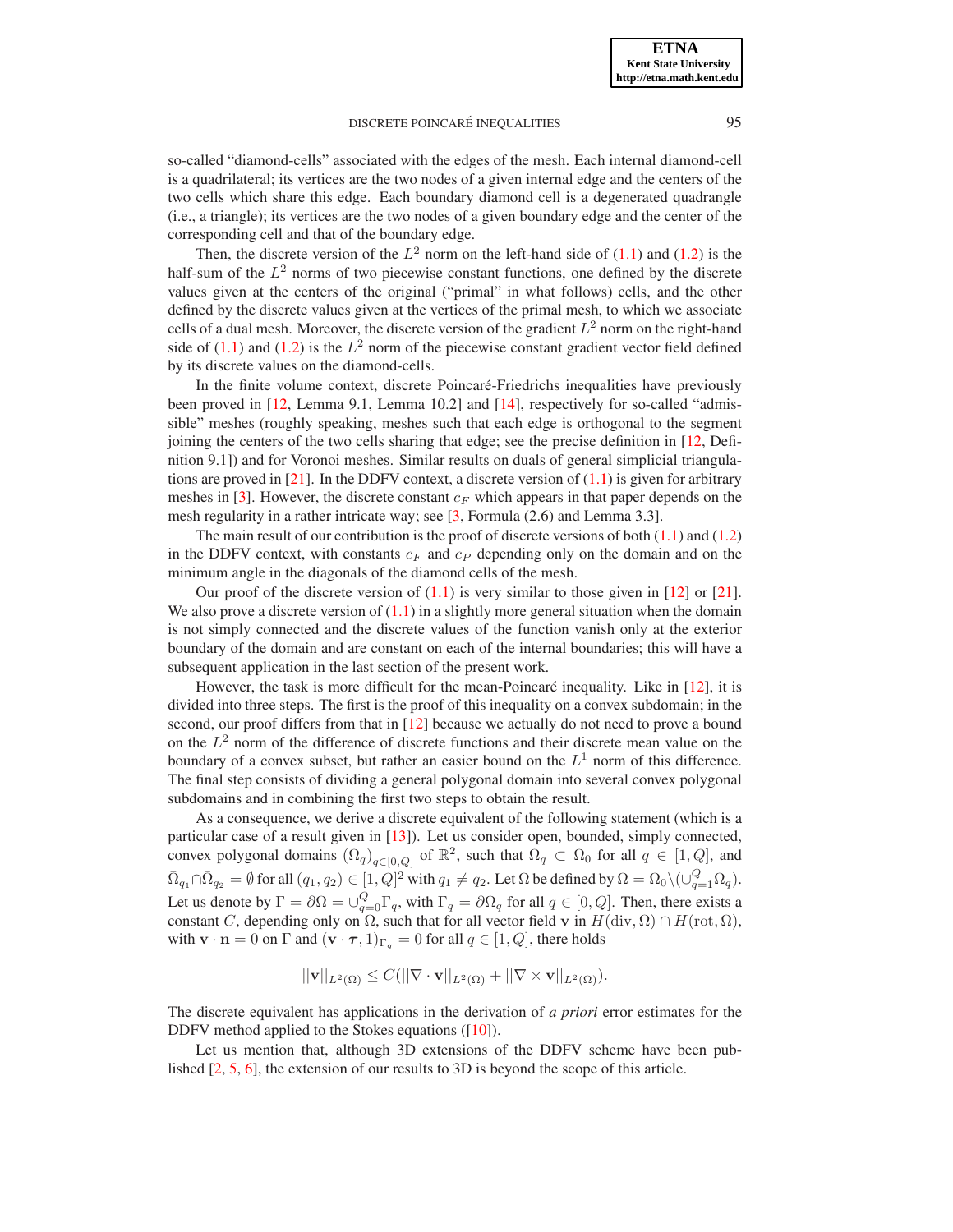so-called "diamond-cells" associated with the edges of the mesh. Each internal diamond-cell is a quadrilateral; its vertices are the two nodes of a given internal edge and the centers of the two cells which share this edge. Each boundary diamond cell is a degenerated quadrangle (i.e., a triangle); its vertices are the two nodes of a given boundary edge and the center of the corresponding cell and that of the boundary edge.

Then, the discrete version of the $L^2$ norm on the left-hand side of (1.1) and (1.2) is the half-sum of the $L^2$ norms of two piecewise constant functions, one defined by the discrete values given at the centers of the original ("primal" in what follows) cells, and the other defined by the discrete values given at the vertices of the primal mesh, to which we associate cells of a dual mesh. Moreover, the discrete version of the gradient $L^2$ norm on the right-hand side of (1.1) and (1.2) is the $L^2$ norm of the piecewise constant gradient vector field defined by its discrete values on the diamond-cells.

In the finite volume context, discrete Poincaré-Friedrichs inequalities have previously been proved in [12, Lemma 9.1, Lemma 10.2] and [14], respectively for so-called "admissible" meshes (roughly speaking, meshes such that each edge is orthogonal to the segment joining the centers of the two cells sharing that edge; see the precise definition in [12, Definition 9.1]) and for Voronoi meshes. Similar results on duals of general simplicial triangulations are proved in [21]. In the DDFV context, a discrete version of (1.1) is given for arbitrary meshes in [3]. However, the discrete constant $c_F$ which appears in that paper depends on the mesh regularity in a rather intricate way; see [3, Formula (2.6) and Lemma 3.3].

The main result of our contribution is the proof of discrete versions of both (1.1) and (1.2) in the DDFV context, with constants $c_F$ and $c_P$ depending only on the domain and on the minimum angle in the diagonals of the diamond cells of the mesh.

Our proof of the discrete version of (1.1) is very similar to those given in [12] or [21]. We also prove a discrete version of (1.1) in a slightly more general situation when the domain is not simply connected and the discrete values of the function vanish only at the exterior boundary of the domain and are constant on each of the internal boundaries; this will have a subsequent application in the last section of the present work.

However, the task is more difficult for the mean-Poincaré inequality. Like in [12], it is divided into three steps. The first is the proof of this inequality on a convex subdomain; in the second, our proof differs from that in [12] because we actually do not need to prove a bound on the $L^2$ norm of the difference of discrete functions and their discrete mean value on the boundary of a convex subset, but rather an easier bound on the $L^1$ norm of this difference. The final step consists of dividing a general polygonal domain into several convex polygonal subdomains and in combining the first two steps to obtain the result.

As a consequence, we derive a discrete equivalent of the following statement (which is a particular case of a result given in [13]). Let us consider open, bounded, simply connected, convex polygonal domains $(\Omega_q)_{q\in[0,Q]}$ of $\mathbb{R}^2$, such that $\Omega_q \subset \Omega_0$ for all $q \in [1,Q]$, and $\bar{\Omega}_{q_1} \cap \bar{\Omega}_{q_2} = \emptyset$ for all $(q_1,q_2) \in [1,Q]^2$ with $q_1 \neq q_2$. Let $\Omega$ be defined by $\Omega = \Omega_0 \backslash (\cup_{q=1}^{Q} \Omega_q)$. Let us denote by $\Gamma = \partial\Omega = \cup_{q=0}^{Q} \Gamma_q$, with $\Gamma_q = \partial\Omega_q$ for all $q \in [0,Q]$. Then, there exists a constant $C$, depending only on $\Omega$, such that for all vector field $\mathbf{v}$ in $H(\mathrm{div},\Omega) \cap H(\mathrm{rot},\Omega)$, with $\mathbf{v}\cdot\mathbf{n} = 0$ on $\Gamma$ and $(\mathbf{v}\cdot\boldsymbol{\tau},1)_{\Gamma_q} = 0$ for all $q \in [1,Q]$, there holds

$$||\mathbf{v}||_{L^2(\Omega)} \leq C(||\nabla\cdot\mathbf{v}||_{L^2(\Omega)} + ||\nabla\times\mathbf{v}||_{L^2(\Omega)}).$$

The discrete equivalent has applications in the derivation of *a priori* error estimates for the DDFV method applied to the Stokes equations ([10]).

Let us mention that, although 3D extensions of the DDFV scheme have been published [2, 5, 6], the extension of our results to 3D is beyond the scope of this article.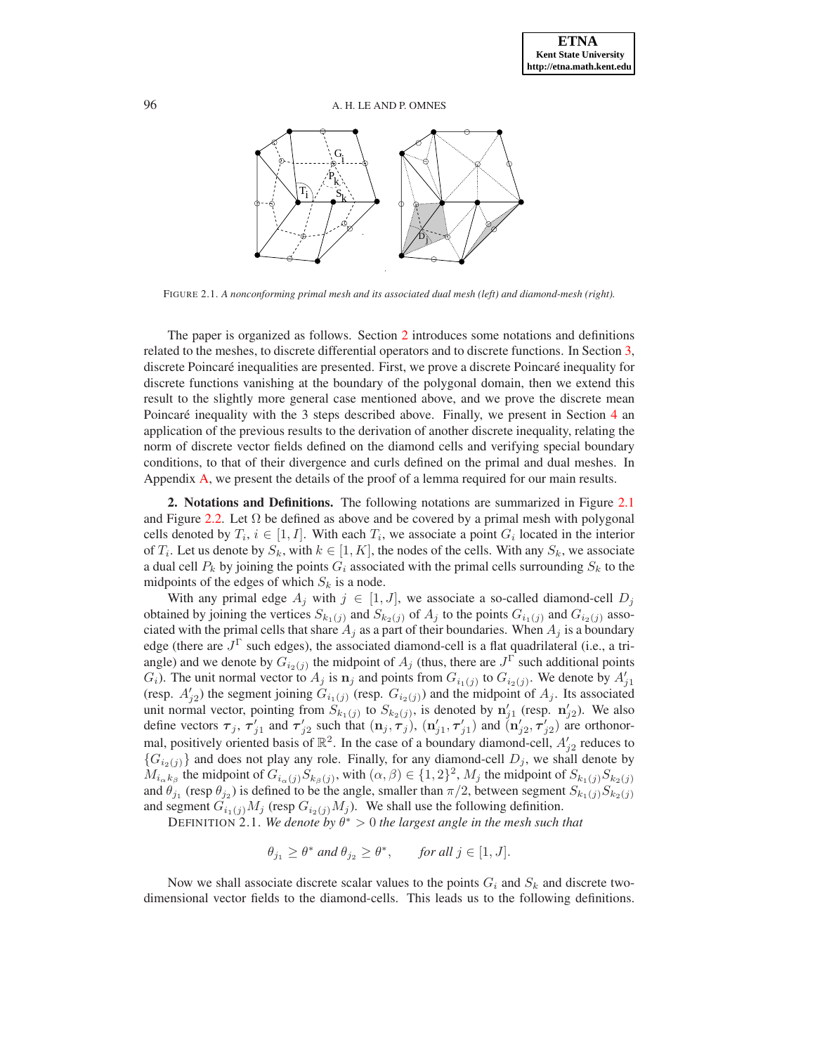FIGURE 2.1. *A nonconforming primal mesh and its associated dual mesh (left) and diamond-mesh (right).*

The paper is organized as follows. Section 2 introduces some notations and definitions related to the meshes, to discrete differential operators and to discrete functions. In Section 3, discrete Poincaré inequalities are presented. First, we prove a discrete Poincaré inequality for discrete functions vanishing at the boundary of the polygonal domain, then we extend this result to the slightly more general case mentioned above, and we prove the discrete mean Poincaré inequality with the 3 steps described above. Finally, we present in Section 4 an application of the previous results to the derivation of another discrete inequality, relating the norm of discrete vector fields defined on the diamond cells and verifying special boundary conditions, to that of their divergence and curls defined on the primal and dual meshes. In Appendix A, we present the details of the proof of a lemma required for our main results.

**2. Notations and Definitions.** The following notations are summarized in Figure 2.1 and Figure 2.2. Let $\Omega$ be defined as above and be covered by a primal mesh with polygonal cells denoted by $T_i$, $i \in [1, I]$. With each $T_i$, we associate a point $G_i$ located in the interior of $T_i$. Let us denote by $S_k$, with $k \in [1, K]$, the nodes of the cells. With any $S_k$, we associate a dual cell $P_k$ by joining the points $G_i$ associated with the primal cells surrounding $S_k$ to the midpoints of the edges of which $S_k$ is a node.

With any primal edge $A_j$ with $j \in [1, J]$, we associate a so-called diamond-cell $D_j$ obtained by joining the vertices $S_{k_1(j)}$ and $S_{k_2(j)}$ of $A_j$ to the points $G_{i_1(j)}$ and $G_{i_2(j)}$ associated with the primal cells that share $A_j$ as a part of their boundaries. When $A_j$ is a boundary edge (there are $J^\Gamma$ such edges), the associated diamond-cell is a flat quadrilateral (i.e., a triangle) and we denote by $G_{i_2(j)}$ the midpoint of $A_j$ (thus, there are $J^\Gamma$ such additional points $G_i$). The unit normal vector to $A_j$ is $\mathbf{n}_j$ and points from $G_{i_1(j)}$ to $G_{i_2(j)}$. We denote by $A'_{j1}$ (resp. $A'_{j2}$) the segment joining $G_{i_1(j)}$ (resp. $G_{i_2(j)}$) and the midpoint of $A_j$. Its associated unit normal vector, pointing from $S_{k_1(j)}$ to $S_{k_2(j)}$, is denoted by $\mathbf{n}'_{j1}$ (resp. $\mathbf{n}'_{j2}$). We also define vectors $\boldsymbol{\tau}_j$, $\boldsymbol{\tau}'_{j1}$ and $\boldsymbol{\tau}'_{j2}$ such that $(\mathbf{n}_j, \boldsymbol{\tau}_j)$, $(\mathbf{n}'_{j1}, \boldsymbol{\tau}'_{j1})$ and $(\mathbf{n}'_{j2}, \boldsymbol{\tau}'_{j2})$ are orthonormal, positively oriented basis of $\mathbb{R}^2$. In the case of a boundary diamond-cell, $A'_{j2}$ reduces to $\{G_{i_2(j)}\}$ and does not play any role. Finally, for any diamond-cell $D_j$, we shall denote by $M_{i_\alpha k_\beta}$ the midpoint of $G_{i_\alpha(j)}S_{k_\beta(j)}$, with $(\alpha, \beta) \in \{1, 2\}^2$, $M_j$ the midpoint of $S_{k_1(j)}S_{k_2(j)}$ and $\theta_{j_1}$ (resp $\theta_{j_2}$) is defined to be the angle, smaller than $\pi/2$, between segment $S_{k_1(j)}S_{k_2(j)}$ and segment $G_{i_1(j)}M_j$ (resp $G_{i_2(j)}M_j$). We shall use the following definition.

DEFINITION 2.1. *We denote by $\theta^* > 0$ the largest angle in the mesh such that*

$$\theta_{j_1} \geq \theta^* \textit{ and } \theta_{j_2} \geq \theta^*, \qquad \textit{for all } j \in [1, J].$$

Now we shall associate discrete scalar values to the points $G_i$ and $S_k$ and discrete two-dimensional vector fields to the diamond-cells. This leads us to the following definitions.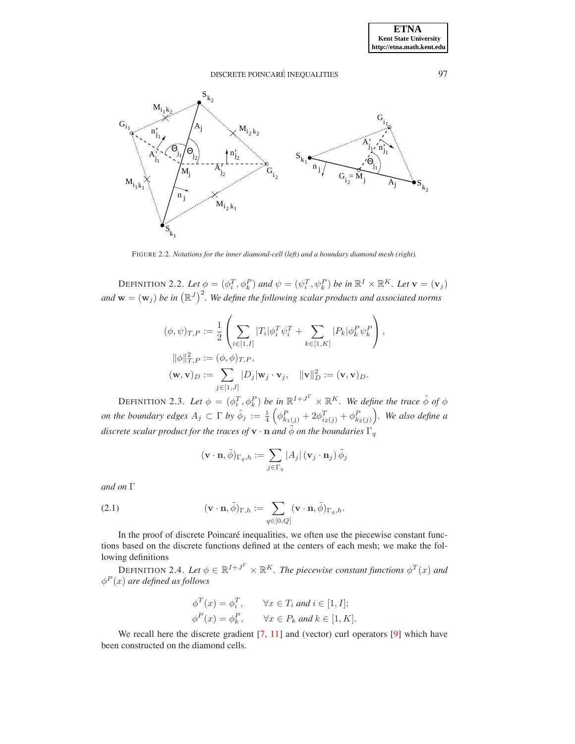FIGURE 2.2. *Notations for the inner diamond-cell (left) and a boundary diamond mesh (right).*

DEFINITION 2.2. *Let $\phi = (\phi_i^T, \phi_k^P)$ and $\psi = (\psi_i^T, \psi_k^P)$ be in $\mathbb{R}^I \times \mathbb{R}^K$. Let $\mathbf{v} = (\mathbf{v}_j)$ and $\mathbf{w} = (\mathbf{w}_j)$ be in $\left(\mathbb{R}^J\right)^2$. We define the following scalar products and associated norms*

$$
\begin{aligned}
(\phi, \psi)_{T,P} &:= \frac{1}{2}\left(\sum_{i\in[1,I]} |T_i|\phi_i^T\psi_i^T + \sum_{k\in[1,K]} |P_k|\phi_k^P\psi_k^P\right),\\
\|\phi\|_{T,P}^2 &:= (\phi,\phi)_{T,P},\\
(\mathbf{w},\mathbf{v})_D &:= \sum_{j\in[1,J]} |D_j|\mathbf{w}_j\cdot\mathbf{v}_j, \quad \|\mathbf{v}\|_D^2 := (\mathbf{v},\mathbf{v})_D.
\end{aligned}
$$

DEFINITION 2.3. *Let $\phi = (\phi_i^T, \phi_k^P)$ be in $\mathbb{R}^{I+J^\Gamma} \times \mathbb{R}^K$. We define the trace $\tilde{\phi}$ of $\phi$ on the boundary edges $A_j \subset \Gamma$ by $\tilde{\phi}_j := \frac{1}{4}\left(\phi_{k_1(j)}^P + 2\phi_{i_2(j)}^T + \phi_{k_2(j)}^P\right)$. We also define a discrete scalar product for the traces of $\mathbf{v}\cdot\mathbf{n}$ and $\tilde{\phi}$ on the boundaries $\Gamma_q$*

$$
(\mathbf{v}\cdot\mathbf{n}, \tilde{\phi})_{\Gamma_q,h} := \sum_{j\in\Gamma_q} |A_j|\,(\mathbf{v}_j\cdot\mathbf{n}_j)\,\tilde{\phi}_j
$$

*and on $\Gamma$*

$$
(\mathbf{v}\cdot\mathbf{n}, \tilde{\phi})_{\Gamma,h} := \sum_{q\in[0,Q]} (\mathbf{v}\cdot\mathbf{n}, \tilde{\phi})_{\Gamma_q,h}. \tag{2.1}
$$

In the proof of discrete Poincaré inequalities, we often use the piecewise constant functions based on the discrete functions defined at the centers of each mesh; we make the following definitions

DEFINITION 2.4. *Let $\phi \in \mathbb{R}^{I+J^\Gamma} \times \mathbb{R}^K$. The piecewise constant functions $\phi^T(x)$ and $\phi^P(x)$ are defined as follows*

$$
\begin{aligned}
\phi^T(x) &= \phi_i^T, && \forall x \in T_i \text{ and } i \in [1,I];\\
\phi^P(x) &= \phi_k^P, && \forall x \in P_k \text{ and } k \in [1,K].
\end{aligned}
$$

We recall here the discrete gradient [7, 11] and (vector) curl operators [9] which have been constructed on the diamond cells.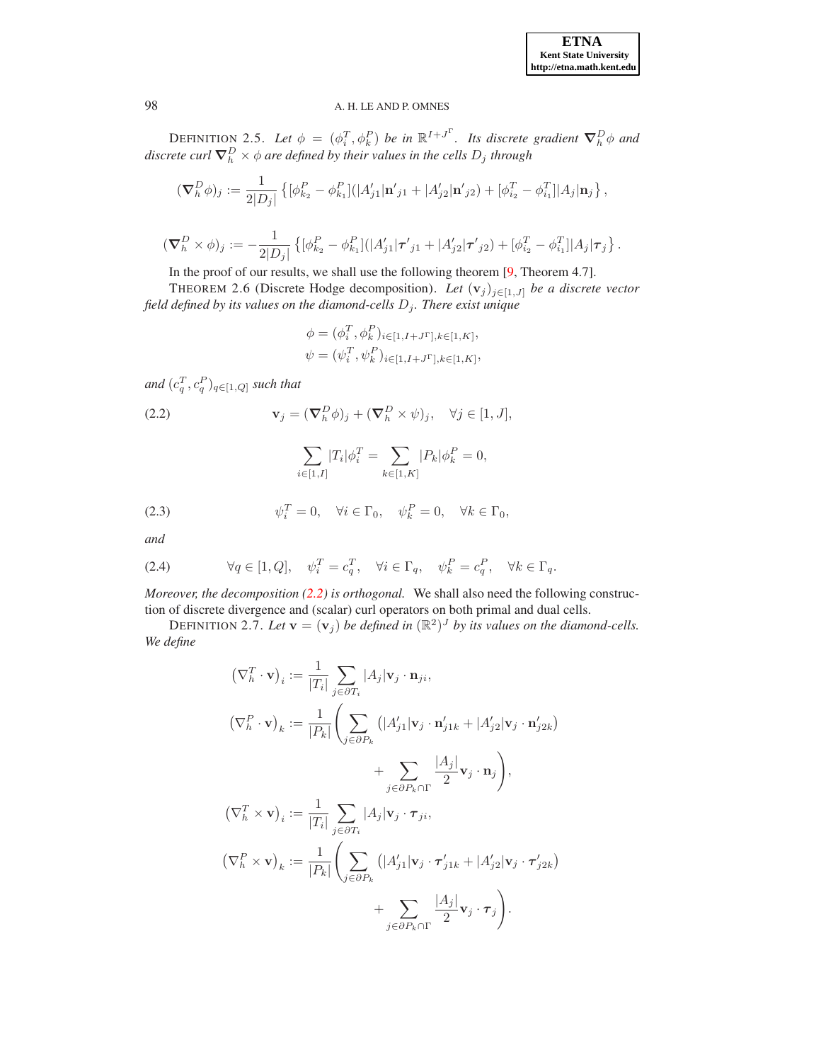DEFINITION 2.5. *Let $\phi = (\phi_i^T, \phi_k^P)$ be in $\mathbb{R}^{I+J^\Gamma}$. Its discrete gradient $\nabla_h^D \phi$ and discrete curl $\nabla_h^D \times \phi$ are defined by their values in the cells $D_j$ through*

$$
(\nabla_h^D \phi)_j := \frac{1}{2|D_j|} \left\{ [\phi_{k_2}^P - \phi_{k_1}^P](|A'_{j1}|\mathbf{n'}_{j1} + |A'_{j2}|\mathbf{n'}_{j2}) + [\phi_{i_2}^T - \phi_{i_1}^T]|A_j|\mathbf{n}_j \right\},
$$

$$
(\nabla_h^D \times \phi)_j := -\frac{1}{2|D_j|} \left\{ [\phi_{k_2}^P - \phi_{k_1}^P](|A'_{j1}|\boldsymbol{\tau'}_{j1} + |A'_{j2}|\boldsymbol{\tau'}_{j2}) + [\phi_{i_2}^T - \phi_{i_1}^T]|A_j|\boldsymbol{\tau}_j \right\}.
$$

In the proof of our results, we shall use the following theorem [9, Theorem 4.7].

THEOREM 2.6 (Discrete Hodge decomposition). *Let $(\mathbf{v}_j)_{j\in[1,J]}$ be a discrete vector field defined by its values on the diamond-cells $D_j$. There exist unique*

$$
\begin{aligned}
\phi &= (\phi_i^T, \phi_k^P)_{i\in[1,I+J^\Gamma],k\in[1,K]},\\
\psi &= (\psi_i^T, \psi_k^P)_{i\in[1,I+J^\Gamma],k\in[1,K]},
\end{aligned}
$$

*and $(c_q^T, c_q^P)_{q\in[1,Q]}$ such that*

$$
\mathbf{v}_j = (\nabla_h^D \phi)_j + (\nabla_h^D \times \psi)_j, \quad \forall j \in [1, J], \tag{2.2}
$$

$$
\sum_{i\in[1,I]} |T_i|\phi_i^T = \sum_{k\in[1,K]} |P_k|\phi_k^P = 0,
$$

$$
\psi_i^T = 0, \quad \forall i \in \Gamma_0, \quad \psi_k^P = 0, \quad \forall k \in \Gamma_0, \tag{2.3}
$$

*and*

$$
\forall q \in [1, Q], \quad \psi_i^T = c_q^T, \quad \forall i \in \Gamma_q, \quad \psi_k^P = c_q^P, \quad \forall k \in \Gamma_q. \tag{2.4}
$$

*Moreover, the decomposition (2.2) is orthogonal.* We shall also need the following construction of discrete divergence and (scalar) curl operators on both primal and dual cells.

DEFINITION 2.7. *Let $\mathbf{v} = (\mathbf{v}_j)$ be defined in $(\mathbb{R}^2)^J$ by its values on the diamond-cells. We define*

$$
\begin{aligned}
\left(\nabla_h^T \cdot \mathbf{v}\right)_i &:= \frac{1}{|T_i|} \sum_{j\in\partial T_i} |A_j|\mathbf{v}_j \cdot \mathbf{n}_{ji},\\
\left(\nabla_h^P \cdot \mathbf{v}\right)_k &:= \frac{1}{|P_k|} \Bigg( \sum_{j\in\partial P_k} \left(|A'_{j1}|\mathbf{v}_j \cdot \mathbf{n}'_{j1k} + |A'_{j2}|\mathbf{v}_j \cdot \mathbf{n}'_{j2k}\right)\\
&\qquad\qquad + \sum_{j\in\partial P_k\cap\Gamma} \frac{|A_j|}{2}\mathbf{v}_j \cdot \mathbf{n}_j \Bigg),\\
\left(\nabla_h^T \times \mathbf{v}\right)_i &:= \frac{1}{|T_i|} \sum_{j\in\partial T_i} |A_j|\mathbf{v}_j \cdot \boldsymbol{\tau}_{ji},\\
\left(\nabla_h^P \times \mathbf{v}\right)_k &:= \frac{1}{|P_k|} \Bigg( \sum_{j\in\partial P_k} \left(|A'_{j1}|\mathbf{v}_j \cdot \boldsymbol{\tau}'_{j1k} + |A'_{j2}|\mathbf{v}_j \cdot \boldsymbol{\tau}'_{j2k}\right)\\
&\qquad\qquad + \sum_{j\in\partial P_k\cap\Gamma} \frac{|A_j|}{2}\mathbf{v}_j \cdot \boldsymbol{\tau}_j \Bigg).
\end{aligned}
$$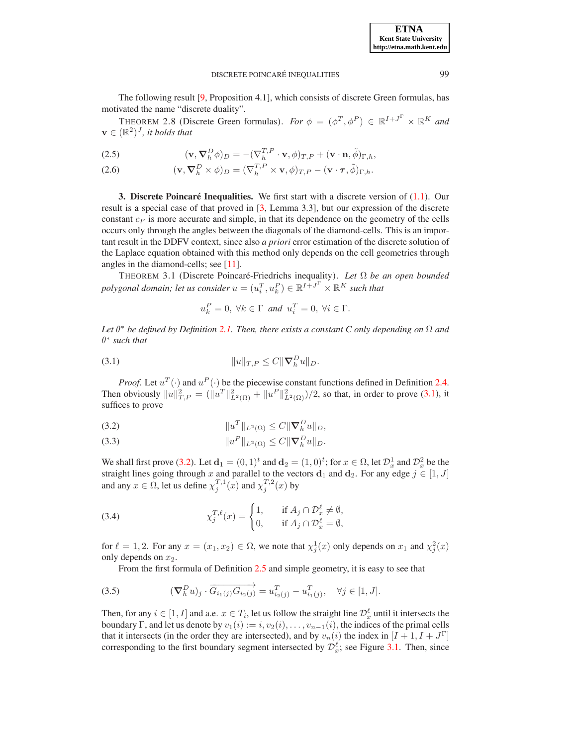The following result [9, Proposition 4.1], which consists of discrete Green formulas, has motivated the name "discrete duality".

THEOREM 2.8 (Discrete Green formulas). *For $\phi = (\phi^T, \phi^P) \in \mathbb{R}^{I+J^\Gamma} \times \mathbb{R}^K$ and $\mathbf{v} \in (\mathbb{R}^2)^J$, it holds that*

$$(\mathbf{v}, \nabla_h^D \phi)_D = -(\nabla_h^{T,P} \cdot \mathbf{v}, \phi)_{T,P} + (\mathbf{v} \cdot \mathbf{n}, \tilde{\phi})_{\Gamma,h}, \tag{2.5}$$

$$(\mathbf{v}, \nabla_h^D \times \phi)_D = (\nabla_h^{T,P} \times \mathbf{v}, \phi)_{T,P} - (\mathbf{v} \cdot \boldsymbol{\tau}, \tilde{\phi})_{\Gamma,h}. \tag{2.6}$$

## 3. Discrete Poincaré Inequalities.

We first start with a discrete version of (1.1). Our result is a special case of that proved in [3, Lemma 3.3], but our expression of the discrete constant $c_F$ is more accurate and simple, in that its dependence on the geometry of the cells occurs only through the angles between the diagonals of the diamond-cells. This is an important result in the DDFV context, since also *a priori* error estimation of the discrete solution of the Laplace equation obtained with this method only depends on the cell geometries through angles in the diamond-cells; see [11].

THEOREM 3.1 (Discrete Poincaré-Friedrichs inequality). *Let $\Omega$ be an open bounded polygonal domain; let us consider $u = (u_i^T, u_k^P) \in \mathbb{R}^{I+J^\Gamma} \times \mathbb{R}^K$ such that*

$$u_k^P = 0, \ \forall k \in \Gamma \ \text{ and } \ u_i^T = 0, \ \forall i \in \Gamma.$$

*Let $\theta^*$ be defined by Definition 2.1. Then, there exists a constant C only depending on $\Omega$ and $\theta^*$ such that*

$$\|u\|_{T,P} \leq C \|\nabla_h^D u\|_D. \tag{3.1}$$

*Proof.* Let $u^T(\cdot)$ and $u^P(\cdot)$ be the piecewise constant functions defined in Definition 2.4. Then obviously $\|u\|_{T,P}^2 = (\|u^T\|_{L^2(\Omega)}^2 + \|u^P\|_{L^2(\Omega)}^2)/2$, so that, in order to prove (3.1), it suffices to prove

$$\|u^T\|_{L^2(\Omega)} \leq C \|\nabla_h^D u\|_D, \tag{3.2}$$

$$\|u^P\|_{L^2(\Omega)} \leq C \|\nabla_h^D u\|_D. \tag{3.3}$$

We shall first prove (3.2). Let $\mathbf{d}_1 = (0,1)^t$ and $\mathbf{d}_2 = (1,0)^t$; for $x \in \Omega$, let $\mathcal{D}_x^1$ and $\mathcal{D}_x^2$ be the straight lines going through $x$ and parallel to the vectors $\mathbf{d}_1$ and $\mathbf{d}_2$. For any edge $j \in [1, J]$ and any $x \in \Omega$, let us define $\chi_j^{T,1}(x)$ and $\chi_j^{T,2}(x)$ by

$$\chi_j^{T,\ell}(x) = \begin{cases} 1, & \text{if } A_j \cap \mathcal{D}_x^\ell \neq \emptyset, \\ 0, & \text{if } A_j \cap \mathcal{D}_x^\ell = \emptyset, \end{cases} \tag{3.4}$$

for $\ell = 1, 2$. For any $x = (x_1, x_2) \in \Omega$, we note that $\chi_j^1(x)$ only depends on $x_1$ and $\chi_j^2(x)$ only depends on $x_2$.

From the first formula of Definition 2.5 and simple geometry, it is easy to see that

$$(\nabla_h^D u)_j \cdot \overrightarrow{G_{i_1(j)} G_{i_2(j)}} = u_{i_2(j)}^T - u_{i_1(j)}^T, \quad \forall j \in [1, J]. \tag{3.5}$$

Then, for any $i \in [1, I]$ and a.e. $x \in T_i$, let us follow the straight line $\mathcal{D}_x^\ell$ until it intersects the boundary $\Gamma$, and let us denote by $v_1(i) := i, v_2(i), \ldots, v_{n-1}(i)$, the indices of the primal cells that it intersects (in the order they are intersected), and by $v_n(i)$ the index in $[I+1, I+J^\Gamma]$ corresponding to the first boundary segment intersected by $\mathcal{D}_x^\ell$; see Figure 3.1. Then, since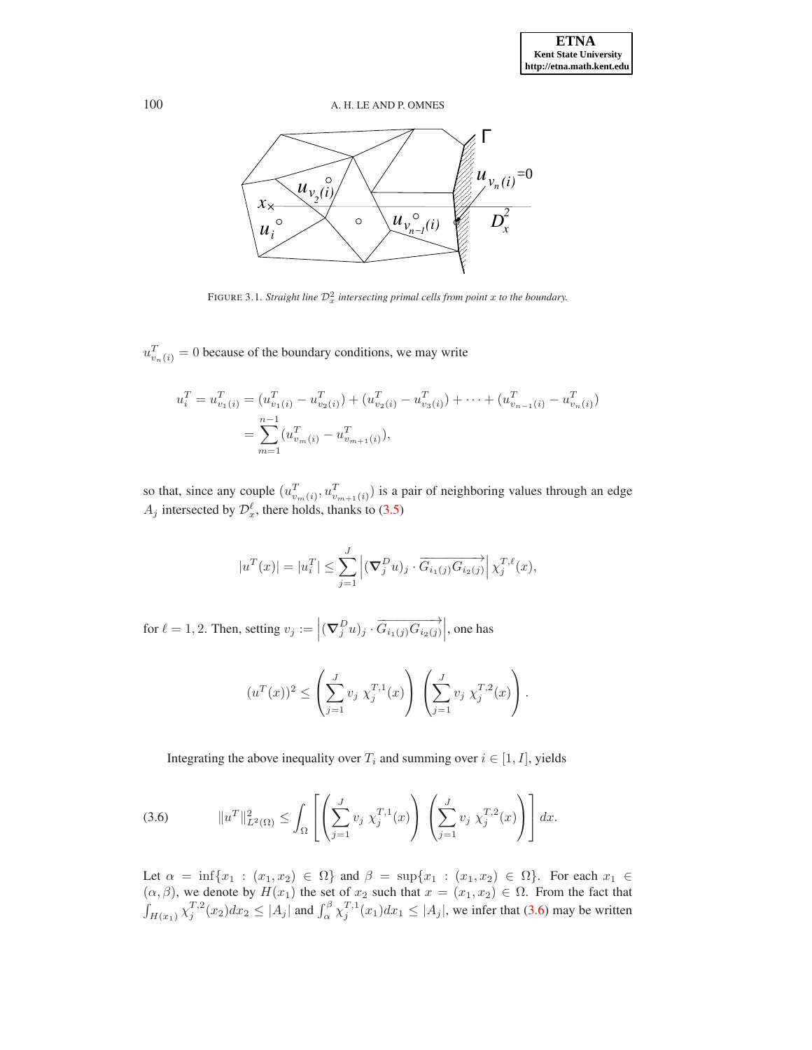FIGURE 3.1. *Straight line $\mathcal{D}_x^2$ intersecting primal cells from point $x$ to the boundary.*

$u^T_{v_n(i)} = 0$ because of the boundary conditions, we may write

$$
\begin{aligned}
u_i^T = u^T_{v_1(i)} &= (u^T_{v_1(i)} - u^T_{v_2(i)}) + (u^T_{v_2(i)} - u^T_{v_3(i)}) + \cdots + (u^T_{v_{n-1}(i)} - u^T_{v_n(i)}) \\
&= \sum_{m=1}^{n-1} (u^T_{v_m(i)} - u^T_{v_{m+1}(i)}),
\end{aligned}
$$

so that, since any couple $(u^T_{v_m(i)}, u^T_{v_{m+1}(i)})$ is a pair of neighboring values through an edge $A_j$ intersected by $\mathcal{D}_x^\ell$, there holds, thanks to (3.5)

$$
|u^T(x)| = |u_i^T| \leq \sum_{j=1}^{J} \left| (\nabla_j^D u)_j \cdot \overrightarrow{G_{i_1(j)} G_{i_2(j)}} \right| \chi_j^{T,\ell}(x),
$$

for $\ell = 1, 2$. Then, setting $v_j := \left| (\nabla_j^D u)_j \cdot \overrightarrow{G_{i_1(j)} G_{i_2(j)}} \right|$, one has

$$
(u^T(x))^2 \leq \left( \sum_{j=1}^{J} v_j \; \chi_j^{T,1}(x) \right) \left( \sum_{j=1}^{J} v_j \; \chi_j^{T,2}(x) \right).
$$

Integrating the above inequality over $T_i$ and summing over $i \in [1, I]$, yields

$$
\|u^T\|^2_{L^2(\Omega)} \leq \int_\Omega \left[ \left( \sum_{j=1}^{J} v_j \; \chi_j^{T,1}(x) \right) \left( \sum_{j=1}^{J} v_j \; \chi_j^{T,2}(x) \right) \right] dx. \tag{3.6}
$$

Let $\alpha = \inf\{x_1 : (x_1, x_2) \in \Omega\}$ and $\beta = \sup\{x_1 : (x_1, x_2) \in \Omega\}$. For each $x_1 \in (\alpha, \beta)$, we denote by $H(x_1)$ the set of $x_2$ such that $x = (x_1, x_2) \in \Omega$. From the fact that $\int_{H(x_1)} \chi_j^{T,2}(x_2) dx_2 \leq |A_j|$ and $\int_\alpha^\beta \chi_j^{T,1}(x_1) dx_1 \leq |A_j|$, we infer that (3.6) may be written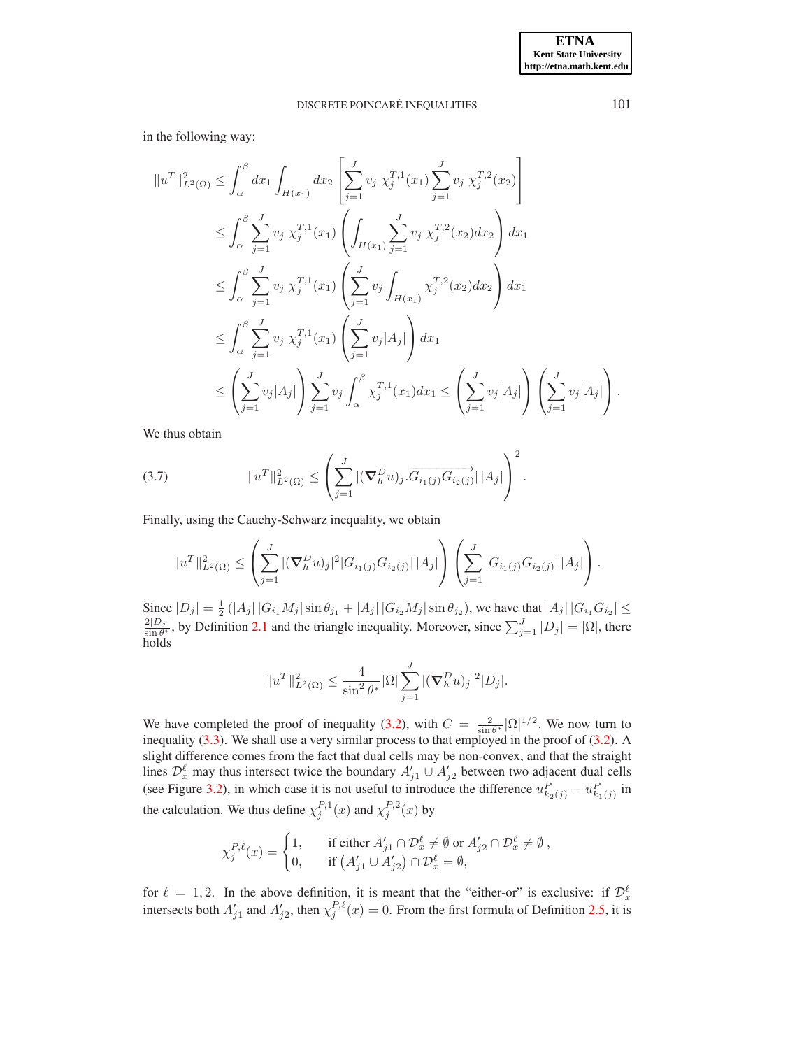in the following way:

$$
\begin{aligned}
\|u^T\|^2_{L^2(\Omega)} &\leq \int_\alpha^\beta dx_1 \int_{H(x_1)} dx_2 \left[ \sum_{j=1}^J v_j \; \chi_j^{T,1}(x_1) \sum_{j=1}^J v_j \; \chi_j^{T,2}(x_2) \right] \\
&\leq \int_\alpha^\beta \sum_{j=1}^J v_j \; \chi_j^{T,1}(x_1) \left( \int_{H(x_1)} \sum_{j=1}^J v_j \; \chi_j^{T,2}(x_2) dx_2 \right) dx_1 \\
&\leq \int_\alpha^\beta \sum_{j=1}^J v_j \; \chi_j^{T,1}(x_1) \left( \sum_{j=1}^J v_j \int_{H(x_1)} \chi_j^{T,2}(x_2) dx_2 \right) dx_1 \\
&\leq \int_\alpha^\beta \sum_{j=1}^J v_j \; \chi_j^{T,1}(x_1) \left( \sum_{j=1}^J v_j |A_j| \right) dx_1 \\
&\leq \left( \sum_{j=1}^J v_j |A_j| \right) \sum_{j=1}^J v_j \int_\alpha^\beta \chi_j^{T,1}(x_1) dx_1 \leq \left( \sum_{j=1}^J v_j |A_j| \right) \left( \sum_{j=1}^J v_j |A_j| \right).
\end{aligned}
$$

We thus obtain

$$
\|u^T\|^2_{L^2(\Omega)} \leq \left( \sum_{j=1}^J |(\nabla_h^D u)_j . \overrightarrow{G_{i_1(j)} G_{i_2(j)}}| \, |A_j| \right)^2. \tag{3.7}
$$

Finally, using the Cauchy-Schwarz inequality, we obtain

$$
\|u^T\|^2_{L^2(\Omega)} \leq \left( \sum_{j=1}^J |(\nabla_h^D u)_j|^2 |G_{i_1(j)} G_{i_2(j)}| \, |A_j| \right) \left( \sum_{j=1}^J |G_{i_1(j)} G_{i_2(j)}| \, |A_j| \right).
$$

Since $|D_j| = \frac{1}{2} \left( |A_j| \, |G_{i_1} M_j| \sin \theta_{j_1} + |A_j| \, |G_{i_2} M_j| \sin \theta_{j_2} \right)$, we have that $|A_j| \, |G_{i_1} G_{i_2}| \leq \frac{2|D_j|}{\sin \theta^*}$, by Definition 2.1 and the triangle inequality. Moreover, since $\sum_{j=1}^J |D_j| = |\Omega|$, there holds

$$
\|u^T\|^2_{L^2(\Omega)} \leq \frac{4}{\sin^2 \theta^*} |\Omega| \sum_{j=1}^J |(\nabla_h^D u)_j|^2 |D_j|.
$$

We have completed the proof of inequality (3.2), with $C = \frac{2}{\sin \theta^*} |\Omega|^{1/2}$. We now turn to inequality (3.3). We shall use a very similar process to that employed in the proof of (3.2). A slight difference comes from the fact that dual cells may be non-convex, and that the straight lines $\mathcal{D}_x^\ell$ may thus intersect twice the boundary $A'_{j1} \cup A'_{j2}$ between two adjacent dual cells (see Figure 3.2), in which case it is not useful to introduce the difference $u^P_{k_2(j)} - u^P_{k_1(j)}$ in the calculation. We thus define $\chi_j^{P,1}(x)$ and $\chi_j^{P,2}(x)$ by

$$
\chi_j^{P,\ell}(x) = \begin{cases} 1, & \text{if either } A'_{j1} \cap \mathcal{D}_x^\ell \neq \emptyset \text{ or } A'_{j2} \cap \mathcal{D}_x^\ell \neq \emptyset \,, \\ 0, & \text{if } \left( A'_{j1} \cup A'_{j2} \right) \cap \mathcal{D}_x^\ell = \emptyset, \end{cases}
$$

for $\ell = 1, 2$. In the above definition, it is meant that the "either-or" is exclusive: if $\mathcal{D}_x^\ell$ intersects both $A'_{j1}$ and $A'_{j2}$, then $\chi_j^{P,\ell}(x) = 0$. From the first formula of Definition 2.5, it is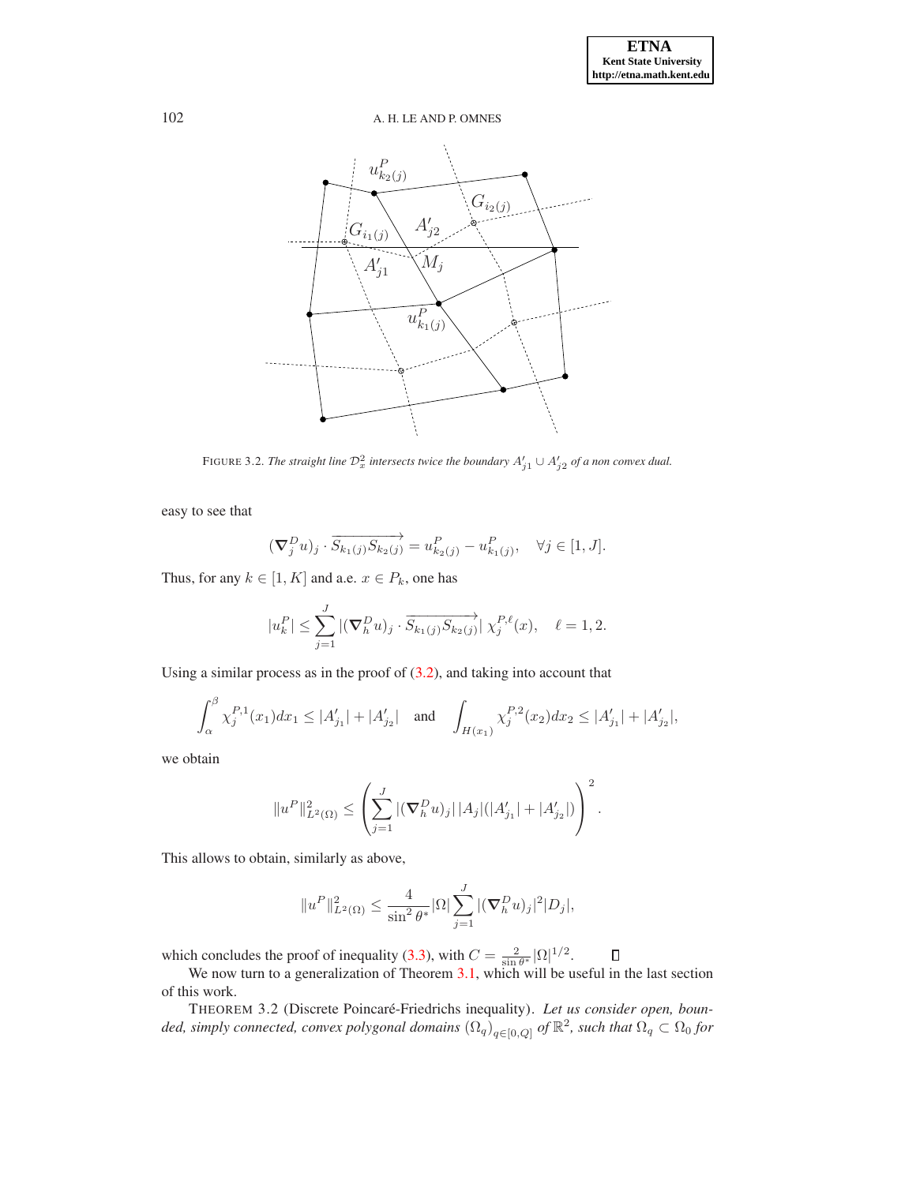FIGURE 3.2. *The straight line $\mathcal{D}_x^2$ intersects twice the boundary $A'_{j1} \cup A'_{j2}$ of a non convex dual.*

easy to see that

$$(\nabla_j^D u)_j \cdot \overrightarrow{S_{k_1(j)} S_{k_2(j)}} = u_{k_2(j)}^P - u_{k_1(j)}^P, \quad \forall j \in [1, J].$$

Thus, for any $k \in [1, K]$ and a.e. $x \in P_k$, one has

$$|u_k^P| \leq \sum_{j=1}^{J} |(\nabla_h^D u)_j \cdot \overrightarrow{S_{k_1(j)} S_{k_2(j)}}| \; \chi_j^{P,\ell}(x), \quad \ell = 1, 2.$$

Using a similar process as in the proof of (3.2), and taking into account that

$$\int_\alpha^\beta \chi_j^{P,1}(x_1) dx_1 \leq |A'_{j_1}| + |A'_{j_2}| \quad \text{and} \quad \int_{H(x_1)} \chi_j^{P,2}(x_2) dx_2 \leq |A'_{j_1}| + |A'_{j_2}|,$$

we obtain

$$\|u^P\|_{L^2(\Omega)}^2 \leq \left( \sum_{j=1}^{J} |(\nabla_h^D u)_j| \, |A_j| (|A'_{j_1}| + |A'_{j_2}|) \right)^2.$$

This allows to obtain, similarly as above,

$$\|u^P\|_{L^2(\Omega)}^2 \leq \frac{4}{\sin^2 \theta^*} |\Omega| \sum_{j=1}^{J} |(\nabla_h^D u)_j|^2 |D_j|,$$

which concludes the proof of inequality (3.3), with $C = \frac{2}{\sin \theta^*} |\Omega|^{1/2}$. $\square$

We now turn to a generalization of Theorem 3.1, which will be useful in the last section of this work.

THEOREM 3.2 (Discrete Poincaré-Friedrichs inequality). *Let us consider open, bounded, simply connected, convex polygonal domains $(\Omega_q)_{q \in [0,Q]}$ of $\mathbb{R}^2$, such that $\Omega_q \subset \Omega_0$ for*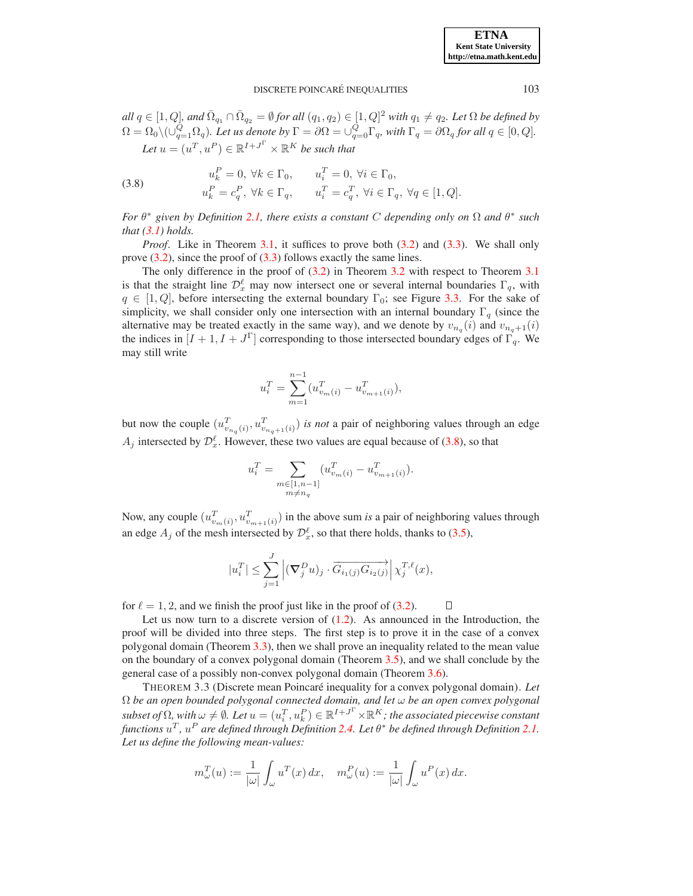*all $q \in [1,Q]$, and $\bar{\Omega}_{q_1} \cap \bar{\Omega}_{q_2} = \emptyset$ for all $(q_1,q_2) \in [1,Q]^2$ with $q_1 \neq q_2$. Let $\Omega$ be defined by $\Omega = \Omega_0 \backslash (\cup_{q=1}^{Q} \Omega_q)$. Let us denote by $\Gamma = \partial\Omega = \cup_{q=0}^{Q} \Gamma_q$, with $\Gamma_q = \partial\Omega_q$ for all $q \in [0,Q]$.*

*Let $u = (u^T, u^P) \in \mathbb{R}^{I+J^\Gamma} \times \mathbb{R}^K$ be such that*

$$
\begin{aligned}
(3.8) \qquad u_k^P &= 0, \ \forall k \in \Gamma_0, & u_i^T &= 0, \ \forall i \in \Gamma_0, \\
u_k^P &= c_q^P, \ \forall k \in \Gamma_q, & u_i^T &= c_q^T, \ \forall i \in \Gamma_q, \ \forall q \in [1,Q].
\end{aligned}
$$

*For $\theta^*$ given by Definition 2.1, there exists a constant $C$ depending only on $\Omega$ and $\theta^*$ such that (3.1) holds.*

*Proof*. Like in Theorem 3.1, it suffices to prove both (3.2) and (3.3). We shall only prove (3.2), since the proof of (3.3) follows exactly the same lines.

The only difference in the proof of (3.2) in Theorem 3.2 with respect to Theorem 3.1 is that the straight line $\mathcal{D}_x^\ell$ may now intersect one or several internal boundaries $\Gamma_q$, with $q \in [1,Q]$, before intersecting the external boundary $\Gamma_0$; see Figure 3.3. For the sake of simplicity, we shall consider only one intersection with an internal boundary $\Gamma_q$ (since the alternative may be treated exactly in the same way), and we denote by $v_{n_q}(i)$ and $v_{n_q+1}(i)$ the indices in $[I+1, I+J^\Gamma]$ corresponding to those intersected boundary edges of $\Gamma_q$. We may still write

$$
u_i^T = \sum_{m=1}^{n-1} (u_{v_m(i)}^T - u_{v_{m+1}(i)}^T),
$$

but now the couple $(u_{v_{n_q}(i)}^T, u_{v_{n_q+1}(i)}^T)$ *is not* a pair of neighboring values through an edge $A_j$ intersected by $\mathcal{D}_x^\ell$. However, these two values are equal because of (3.8), so that

$$
u_i^T = \sum_{\substack{m \in [1,n-1] \\ m \neq n_q}} (u_{v_m(i)}^T - u_{v_{m+1}(i)}^T).
$$

Now, any couple $(u_{v_m(i)}^T, u_{v_{m+1}(i)}^T)$ in the above sum *is* a pair of neighboring values through an edge $A_j$ of the mesh intersected by $\mathcal{D}_x^\ell$, so that there holds, thanks to (3.5),

$$
|u_i^T| \leq \sum_{j=1}^{J} \left| (\boldsymbol{\nabla}_j^D u)_j \cdot \overrightarrow{G_{i_1(j)}G_{i_2(j)}} \right| \chi_j^{T,\ell}(x),
$$

for $\ell = 1, 2$, and we finish the proof just like in the proof of (3.2). $\square$

Let us now turn to a discrete version of (1.2). As announced in the Introduction, the proof will be divided into three steps. The first step is to prove it in the case of a convex polygonal domain (Theorem 3.3), then we shall prove an inequality related to the mean value on the boundary of a convex polygonal domain (Theorem 3.5), and we shall conclude by the general case of a possibly non-convex polygonal domain (Theorem 3.6).

THEOREM 3.3 (Discrete mean Poincaré inequality for a convex polygonal domain). *Let $\Omega$ be an open bounded polygonal connected domain, and let $\omega$ be an open convex polygonal subset of $\Omega$, with $\omega \neq \emptyset$. Let $u = (u_i^T, u_k^P) \in \mathbb{R}^{I+J^\Gamma} \times \mathbb{R}^K$; the associated piecewise constant functions $u^T$, $u^P$ are defined through Definition 2.4. Let $\theta^*$ be defined through Definition 2.1. Let us define the following mean-values:*

$$
m_\omega^T(u) := \frac{1}{|\omega|} \int_\omega u^T(x)\, dx, \quad m_\omega^P(u) := \frac{1}{|\omega|} \int_\omega u^P(x)\, dx.
$$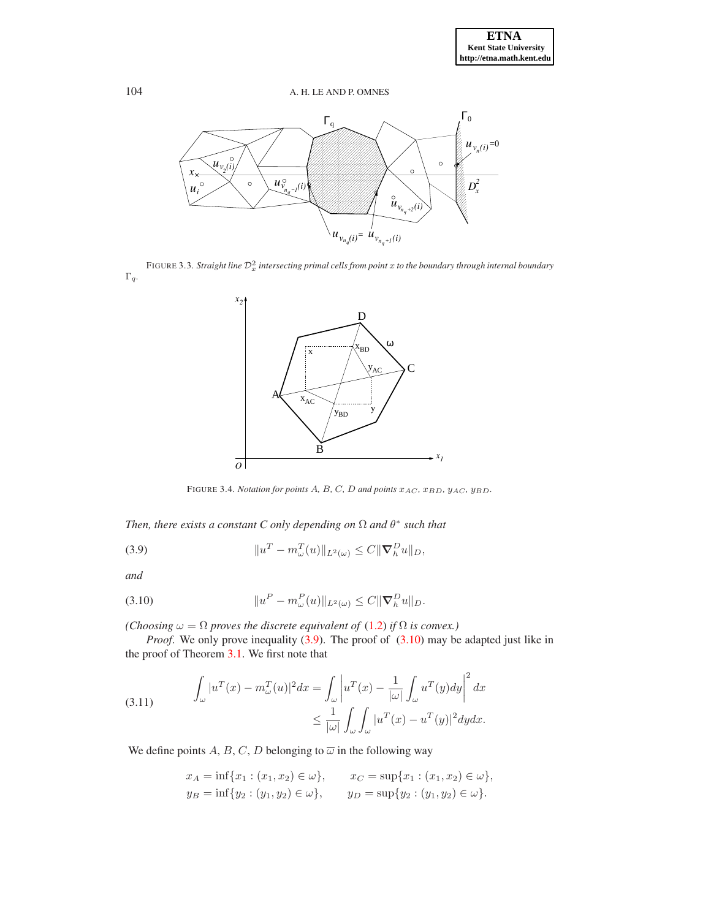FIGURE 3.3. *Straight line $\mathcal{D}_x^2$ intersecting primal cells from point $x$ to the boundary through internal boundary $\Gamma_q$.*

FIGURE 3.4. *Notation for points $A$, $B$, $C$, $D$ and points $x_{AC}$, $x_{BD}$, $y_{AC}$, $y_{BD}$.*

*Then, there exists a constant C only depending on $\Omega$ and $\theta^*$ such that*

$$\|u^T - m_\omega^T(u)\|_{L^2(\omega)} \leq C\|\nabla_h^D u\|_D, \tag{3.9}$$

*and*

$$\|u^P - m_\omega^P(u)\|_{L^2(\omega)} \leq C\|\nabla_h^D u\|_D. \tag{3.10}$$

*(Choosing $\omega = \Omega$ proves the discrete equivalent of (1.2) if $\Omega$ is convex.)*

*Proof.* We only prove inequality (3.9). The proof of (3.10) may be adapted just like in the proof of Theorem 3.1. We first note that

$$\begin{aligned} \int_\omega |u^T(x) - m_\omega^T(u)|^2 dx &= \int_\omega \left| u^T(x) - \frac{1}{|\omega|}\int_\omega u^T(y)dy \right|^2 dx \\ &\leq \frac{1}{|\omega|}\int_\omega \int_\omega |u^T(x) - u^T(y)|^2 dy dx. \end{aligned} \tag{3.11}$$

We define points $A$, $B$, $C$, $D$ belonging to $\overline{\omega}$ in the following way

$$x_A = \inf\{x_1 : (x_1, x_2) \in \omega\}, \qquad x_C = \sup\{x_1 : (x_1, x_2) \in \omega\},$$
$$y_B = \inf\{y_2 : (y_1, y_2) \in \omega\}, \qquad y_D = \sup\{y_2 : (y_1, y_2) \in \omega\}.$$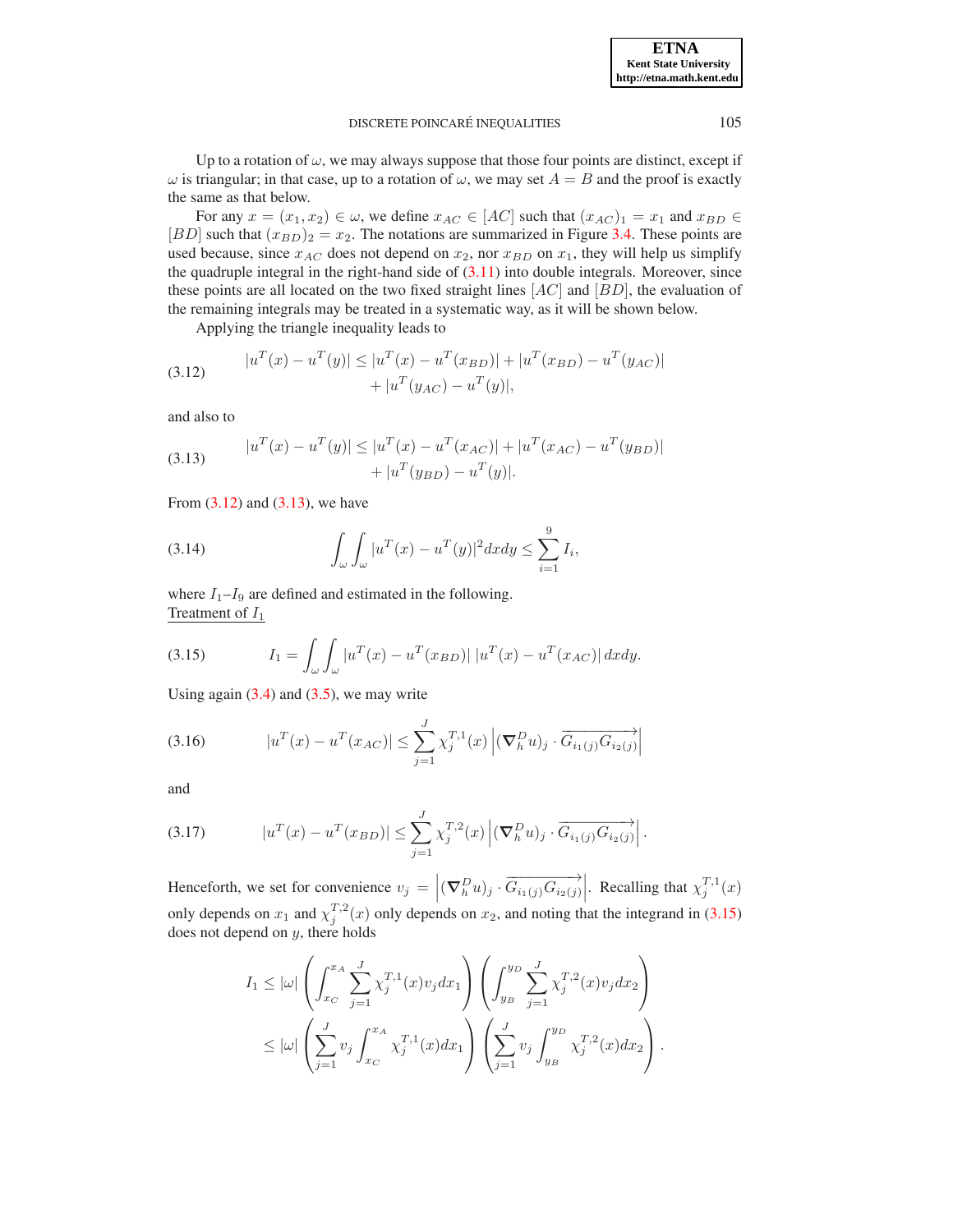Up to a rotation of $\omega$, we may always suppose that those four points are distinct, except if $\omega$ is triangular; in that case, up to a rotation of $\omega$, we may set $A = B$ and the proof is exactly the same as that below.

For any $x = (x_1, x_2) \in \omega$, we define $x_{AC} \in [AC]$ such that $(x_{AC})_1 = x_1$ and $x_{BD} \in [BD]$ such that $(x_{BD})_2 = x_2$. The notations are summarized in Figure 3.4. These points are used because, since $x_{AC}$ does not depend on $x_2$, nor $x_{BD}$ on $x_1$, they will help us simplify the quadruple integral in the right-hand side of (3.11) into double integrals. Moreover, since these points are all located on the two fixed straight lines $[AC]$ and $[BD]$, the evaluation of the remaining integrals may be treated in a systematic way, as it will be shown below.

Applying the triangle inequality leads to

$$
\begin{aligned}
|u^T(x) - u^T(y)| \leq |u^T(x) - u^T(x_{BD})| + |u^T(x_{BD}) - u^T(y_{AC})| \\
+ |u^T(y_{AC}) - u^T(y)|,
\end{aligned}
\tag{3.12}
$$

and also to

$$
\begin{aligned}
|u^T(x) - u^T(y)| \leq |u^T(x) - u^T(x_{AC})| + |u^T(x_{AC}) - u^T(y_{BD})| \\
+ |u^T(y_{BD}) - u^T(y)|.
\end{aligned}
\tag{3.13}
$$

From (3.12) and (3.13), we have

$$
\int_\omega \int_\omega |u^T(x) - u^T(y)|^2 dx dy \leq \sum_{i=1}^{9} I_i,
\tag{3.14}
$$

where $I_1$–$I_9$ are defined and estimated in the following.

Treatment of $I_1$

$$
I_1 = \int_\omega \int_\omega |u^T(x) - u^T(x_{BD})| \, |u^T(x) - u^T(x_{AC})| \, dx dy.
\tag{3.15}
$$

Using again (3.4) and (3.5), we may write

$$
|u^T(x) - u^T(x_{AC})| \leq \sum_{j=1}^{J} \chi_j^{T,1}(x) \left| (\nabla_h^D u)_j \cdot \overrightarrow{G_{i_1(j)} G_{i_2(j)}} \right|
\tag{3.16}
$$

and

$$
|u^T(x) - u^T(x_{BD})| \leq \sum_{j=1}^{J} \chi_j^{T,2}(x) \left| (\nabla_h^D u)_j \cdot \overrightarrow{G_{i_1(j)} G_{i_2(j)}} \right|.
\tag{3.17}
$$

Henceforth, we set for convenience $v_j = \left| (\nabla_h^D u)_j \cdot \overrightarrow{G_{i_1(j)} G_{i_2(j)}} \right|$. Recalling that $\chi_j^{T,1}(x)$ only depends on $x_1$ and $\chi_j^{T,2}(x)$ only depends on $x_2$, and noting that the integrand in (3.15) does not depend on $y$, there holds

$$
\begin{aligned}
I_1 &\leq |\omega| \left( \int_{x_C}^{x_A} \sum_{j=1}^{J} \chi_j^{T,1}(x) v_j dx_1 \right) \left( \int_{y_B}^{y_D} \sum_{j=1}^{J} \chi_j^{T,2}(x) v_j dx_2 \right) \\
&\leq |\omega| \left( \sum_{j=1}^{J} v_j \int_{x_C}^{x_A} \chi_j^{T,1}(x) dx_1 \right) \left( \sum_{j=1}^{J} v_j \int_{y_B}^{y_D} \chi_j^{T,2}(x) dx_2 \right).
\end{aligned}
$$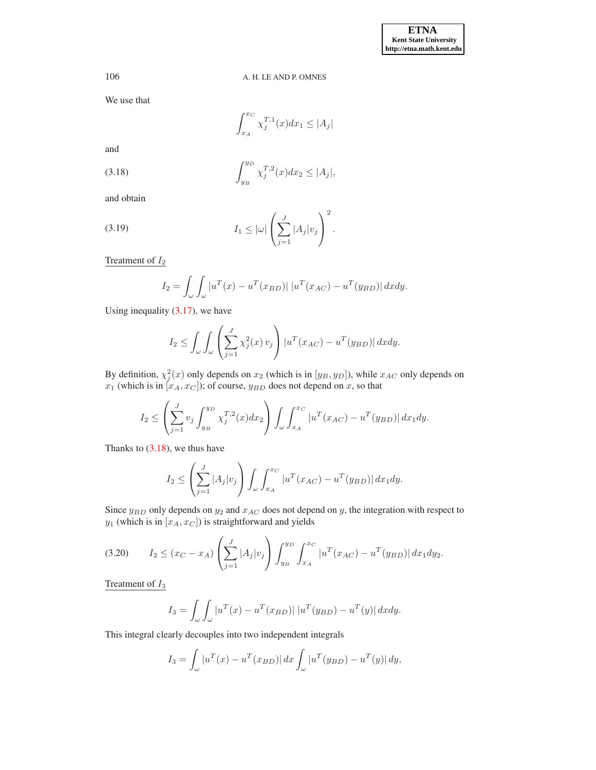We use that

$$\int_{x_A}^{x_C} \chi_j^{T,1}(x)dx_1 \leq |A_j|$$

and

$$\int_{y_B}^{y_D} \chi_j^{T,2}(x)dx_2 \leq |A_j|, \tag{3.18}$$

and obtain

$$I_1 \leq |\omega| \left( \sum_{j=1}^{J} |A_j| v_j \right)^2. \tag{3.19}$$

Treatment of $I_2$

$$I_2 = \int_\omega \int_\omega |u^T(x) - u^T(x_{BD})| \, |u^T(x_{AC}) - u^T(y_{BD})| \, dxdy.$$

Using inequality (3.17), we have

$$I_2 \leq \int_\omega \int_\omega \left( \sum_{j=1}^{J} \chi_j^2(x) \, v_j \right) |u^T(x_{AC}) - u^T(y_{BD})| \, dxdy.$$

By definition, $\chi_j^2(x)$ only depends on $x_2$ (which is in $[y_B, y_D]$), while $x_{AC}$ only depends on $x_1$ (which is in $[x_A, x_C]$); of course, $y_{BD}$ does not depend on $x$, so that

$$I_2 \leq \left( \sum_{j=1}^{J} v_j \int_{y_B}^{y_D} \chi_j^{T,2}(x)dx_2 \right) \int_\omega \int_{x_A}^{x_C} |u^T(x_{AC}) - u^T(y_{BD})| \, dx_1 dy.$$

Thanks to (3.18), we thus have

$$I_2 \leq \left( \sum_{j=1}^{J} |A_j| v_j \right) \int_\omega \int_{x_A}^{x_C} |u^T(x_{AC}) - u^T(y_{BD})| \, dx_1 dy.$$

Since $y_{BD}$ only depends on $y_2$ and $x_{AC}$ does not depend on $y$, the integration with respect to $y_1$ (which is in $[x_A, x_C]$) is straightforward and yields

$$I_2 \leq (x_C - x_A) \left( \sum_{j=1}^{J} |A_j| v_j \right) \int_{y_B}^{y_D} \int_{x_A}^{x_C} |u^T(x_{AC}) - u^T(y_{BD})| \, dx_1 dy_2. \tag{3.20}$$

Treatment of $I_3$

$$I_3 = \int_\omega \int_\omega |u^T(x) - u^T(x_{BD})| \, |u^T(y_{BD}) - u^T(y)| \, dxdy.$$

This integral clearly decouples into two independent integrals

$$I_3 = \int_\omega |u^T(x) - u^T(x_{BD})| \, dx \int_\omega |u^T(y_{BD}) - u^T(y)| \, dy,$$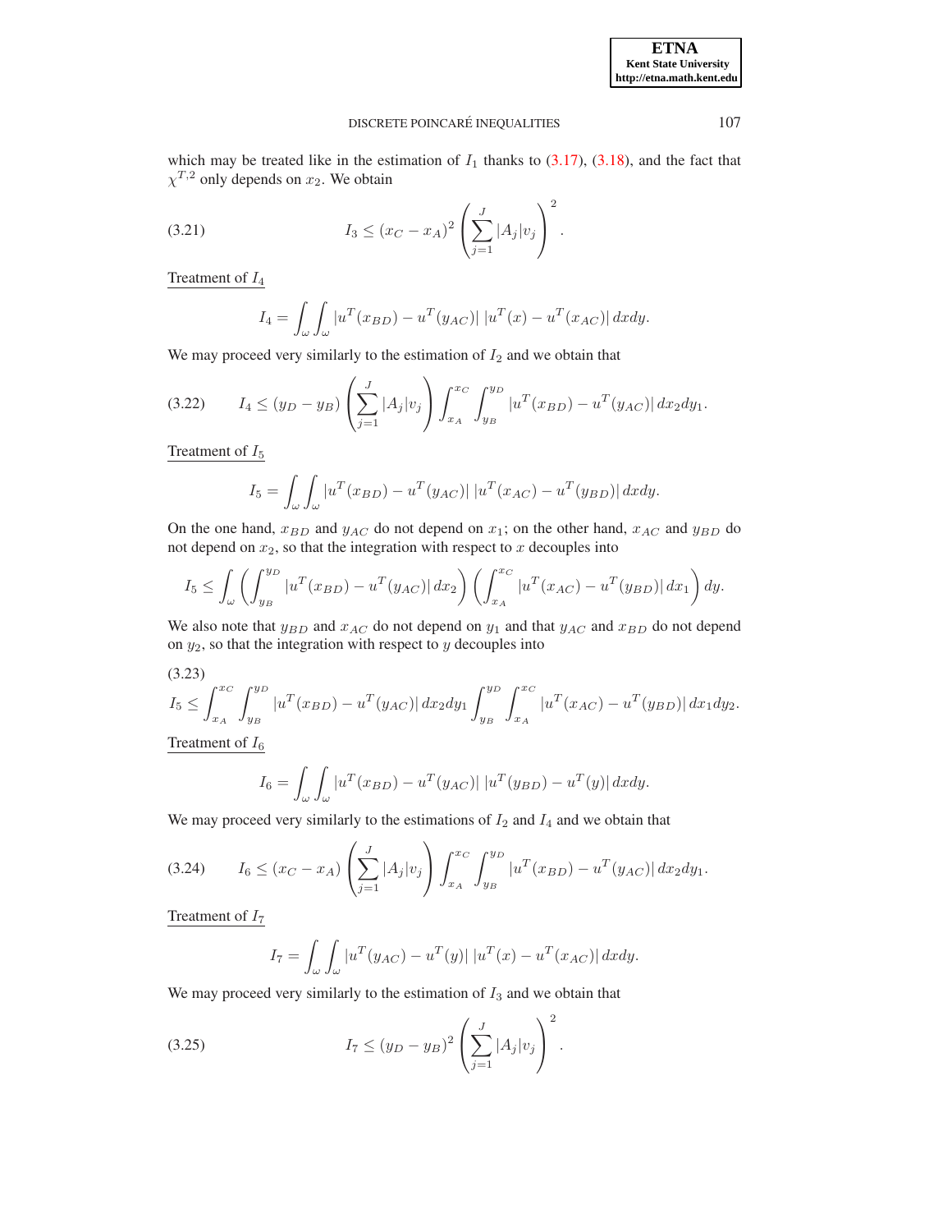which may be treated like in the estimation of $I_1$ thanks to (3.17), (3.18), and the fact that $\chi^{T,2}$ only depends on $x_2$. We obtain

$$I_3 \leq (x_C - x_A)^2 \left( \sum_{j=1}^{J} |A_j| v_j \right)^2 . \tag{3.21}$$

Treatment of $I_4$

$$I_4 = \int_\omega \int_\omega |u^T(x_{BD}) - u^T(y_{AC})| \, |u^T(x) - u^T(x_{AC})| \, dxdy.$$

We may proceed very similarly to the estimation of $I_2$ and we obtain that

$$I_4 \leq (y_D - y_B) \left( \sum_{j=1}^{J} |A_j| v_j \right) \int_{x_A}^{x_C} \int_{y_B}^{y_D} |u^T(x_{BD}) - u^T(y_{AC})| \, dx_2 dy_1. \tag{3.22}$$

Treatment of $I_5$

$$I_5 = \int_\omega \int_\omega |u^T(x_{BD}) - u^T(y_{AC})| \, |u^T(x_{AC}) - u^T(y_{BD})| \, dxdy.$$

On the one hand, $x_{BD}$ and $y_{AC}$ do not depend on $x_1$; on the other hand, $x_{AC}$ and $y_{BD}$ do not depend on $x_2$, so that the integration with respect to $x$ decouples into

$$I_5 \leq \int_\omega \left( \int_{y_B}^{y_D} |u^T(x_{BD}) - u^T(y_{AC})| \, dx_2 \right) \left( \int_{x_A}^{x_C} |u^T(x_{AC}) - u^T(y_{BD})| \, dx_1 \right) dy.$$

We also note that $y_{BD}$ and $x_{AC}$ do not depend on $y_1$ and that $y_{AC}$ and $x_{BD}$ do not depend on $y_2$, so that the integration with respect to $y$ decouples into

$$I_5 \leq \int_{x_A}^{x_C} \int_{y_B}^{y_D} |u^T(x_{BD}) - u^T(y_{AC})| \, dx_2 dy_1 \int_{y_B}^{y_D} \int_{x_A}^{x_C} |u^T(x_{AC}) - u^T(y_{BD})| \, dx_1 dy_2. \tag{3.23}$$

Treatment of $I_6$

$$I_6 = \int_\omega \int_\omega |u^T(x_{BD}) - u^T(y_{AC})| \, |u^T(y_{BD}) - u^T(y)| \, dxdy.$$

We may proceed very similarly to the estimations of $I_2$ and $I_4$ and we obtain that

$$I_6 \leq (x_C - x_A) \left( \sum_{j=1}^{J} |A_j| v_j \right) \int_{x_A}^{x_C} \int_{y_B}^{y_D} |u^T(x_{BD}) - u^T(y_{AC})| \, dx_2 dy_1. \tag{3.24}$$

Treatment of $I_7$

$$I_7 = \int_\omega \int_\omega |u^T(y_{AC}) - u^T(y)| \, |u^T(x) - u^T(x_{AC})| \, dxdy.$$

We may proceed very similarly to the estimation of $I_3$ and we obtain that

$$I_7 \leq (y_D - y_B)^2 \left( \sum_{j=1}^{J} |A_j| v_j \right)^2 . \tag{3.25}$$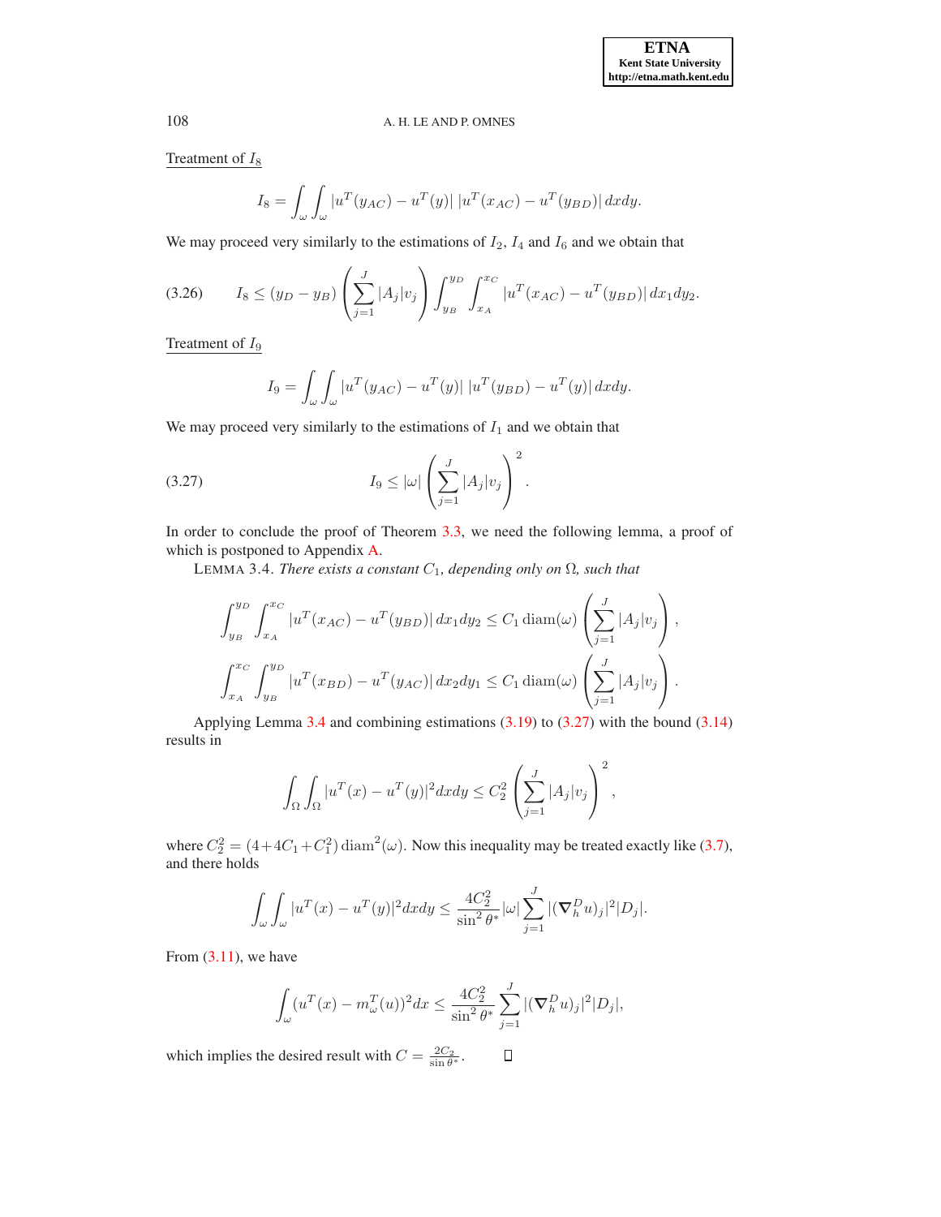Treatment of $I_8$

$$I_8 = \int_\omega \int_\omega |u^T(y_{AC}) - u^T(y)|\, |u^T(x_{AC}) - u^T(y_{BD})|\, dxdy.$$

We may proceed very similarly to the estimations of $I_2$, $I_4$ and $I_6$ and we obtain that

$$I_8 \leq (y_D - y_B) \left( \sum_{j=1}^{J} |A_j| v_j \right) \int_{y_B}^{y_D} \int_{x_A}^{x_C} |u^T(x_{AC}) - u^T(y_{BD})|\, dx_1 dy_2. \tag{3.26}$$

Treatment of $I_9$

$$I_9 = \int_\omega \int_\omega |u^T(y_{AC}) - u^T(y)|\, |u^T(y_{BD}) - u^T(y)|\, dxdy.$$

We may proceed very similarly to the estimations of $I_1$ and we obtain that

$$I_9 \leq |\omega| \left( \sum_{j=1}^{J} |A_j| v_j \right)^2. \tag{3.27}$$

In order to conclude the proof of Theorem 3.3, we need the following lemma, a proof of which is postponed to Appendix A.

LEMMA 3.4. *There exists a constant $C_1$, depending only on $\Omega$, such that*

$$\int_{y_B}^{y_D} \int_{x_A}^{x_C} |u^T(x_{AC}) - u^T(y_{BD})|\, dx_1 dy_2 \leq C_1 \operatorname{diam}(\omega) \left( \sum_{j=1}^{J} |A_j| v_j \right),$$

$$\int_{x_A}^{x_C} \int_{y_B}^{y_D} |u^T(x_{BD}) - u^T(y_{AC})|\, dx_2 dy_1 \leq C_1 \operatorname{diam}(\omega) \left( \sum_{j=1}^{J} |A_j| v_j \right).$$

Applying Lemma 3.4 and combining estimations (3.19) to (3.27) with the bound (3.14) results in

$$\int_\Omega \int_\Omega |u^T(x) - u^T(y)|^2 dxdy \leq C_2^2 \left( \sum_{j=1}^{J} |A_j| v_j \right)^2,$$

where $C_2^2 = (4 + 4C_1 + C_1^2) \operatorname{diam}^2(\omega)$. Now this inequality may be treated exactly like (3.7), and there holds

$$\int_\omega \int_\omega |u^T(x) - u^T(y)|^2 dxdy \leq \frac{4C_2^2}{\sin^2 \theta^*} |\omega| \sum_{j=1}^{J} |(\nabla_h^D u)_j|^2 |D_j|.$$

From (3.11), we have

$$\int_\omega (u^T(x) - m_\omega^T(u))^2 dx \leq \frac{4C_2^2}{\sin^2 \theta^*} \sum_{j=1}^{J} |(\nabla_h^D u)_j|^2 |D_j|,$$

which implies the desired result with $C = \frac{2C_2}{\sin \theta^*}$. $\square$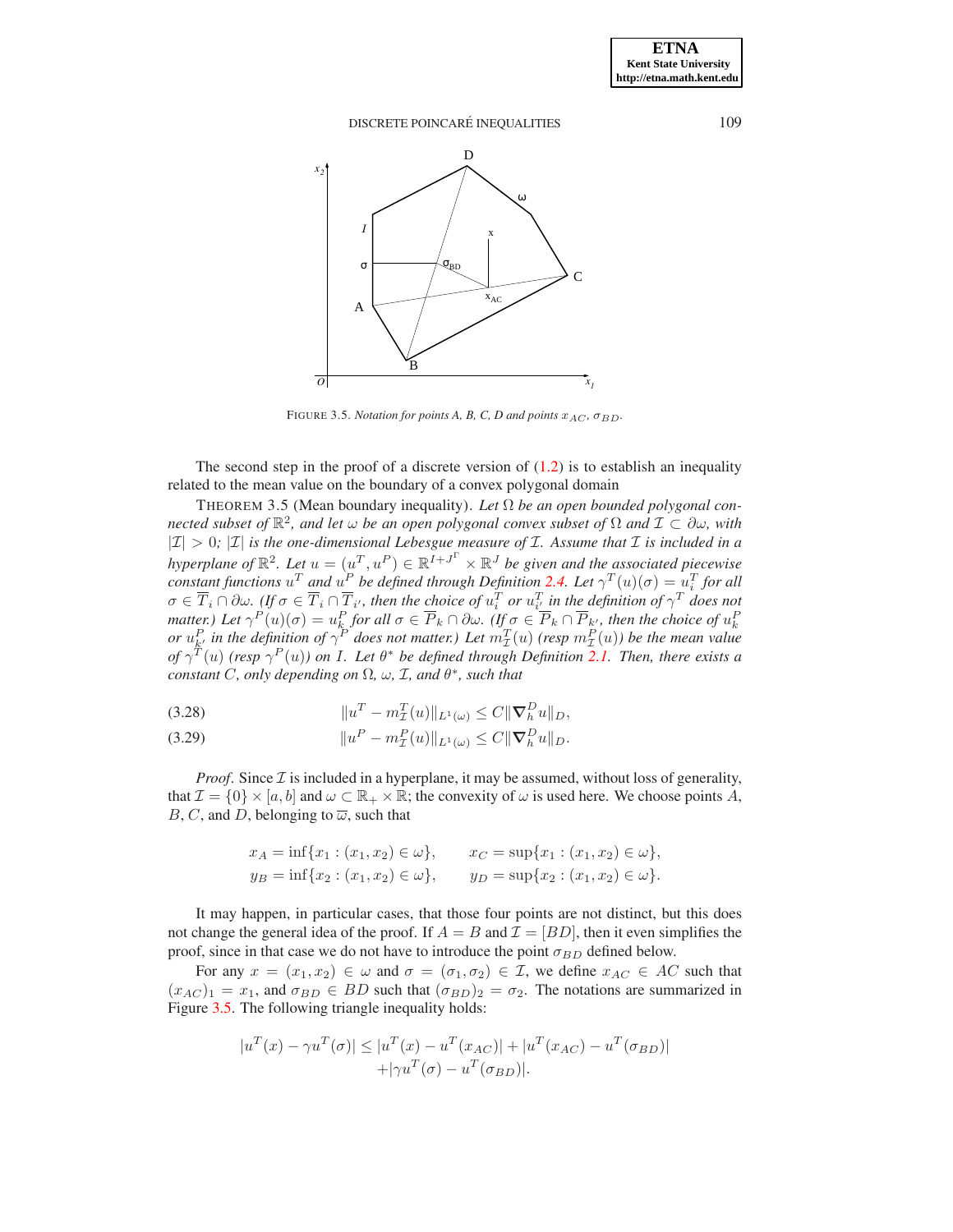FIGURE 3.5. *Notation for points A, B, C, D and points $x_{AC}$, $\sigma_{BD}$.*

The second step in the proof of a discrete version of (1.2) is to establish an inequality related to the mean value on the boundary of a convex polygonal domain

THEOREM 3.5 (Mean boundary inequality). *Let $\Omega$ be an open bounded polygonal connected subset of $\mathbb{R}^2$, and let $\omega$ be an open polygonal convex subset of $\Omega$ and $\mathcal{I} \subset \partial\omega$, with $|\mathcal{I}| > 0$; $|\mathcal{I}|$ is the one-dimensional Lebesgue measure of $\mathcal{I}$. Assume that $\mathcal{I}$ is included in a hyperplane of $\mathbb{R}^2$. Let $u = (u^T, u^P) \in \mathbb{R}^{I+J^\Gamma} \times \mathbb{R}^J$ be given and the associated piecewise constant functions $u^T$ and $u^P$ be defined through Definition 2.4. Let $\gamma^T(u)(\sigma) = u_i^T$ for all $\sigma \in \overline{T}_i \cap \partial\omega$. (If $\sigma \in \overline{T}_i \cap \overline{T}_{i'}$, then the choice of $u_i^T$ or $u_{i'}^T$ in the definition of $\gamma^T$ does not matter.) Let $\gamma^P(u)(\sigma) = u_k^P$ for all $\sigma \in \overline{P}_k \cap \partial\omega$. (If $\sigma \in \overline{P}_k \cap \overline{P}_{k'}$, then the choice of $u_k^P$ or $u_{k'}^P$ in the definition of $\gamma^P$ does not matter.) Let $m_{\mathcal{I}}^T(u)$ (resp $m_{\mathcal{I}}^P(u)$) be the mean value of $\gamma^T(u)$ (resp $\gamma^P(u)$) on $I$. Let $\theta^*$ be defined through Definition 2.1. Then, there exists a constant $C$, only depending on $\Omega$, $\omega$, $\mathcal{I}$, and $\theta^*$, such that*

$$\|u^T - m_{\mathcal{I}}^T(u)\|_{L^1(\omega)} \leq C\|\boldsymbol{\nabla}_h^D u\|_D, \tag{3.28}$$

$$\|u^P - m_{\mathcal{I}}^P(u)\|_{L^1(\omega)} \leq C\|\boldsymbol{\nabla}_h^D u\|_D. \tag{3.29}$$

*Proof.* Since $\mathcal{I}$ is included in a hyperplane, it may be assumed, without loss of generality, that $\mathcal{I} = \{0\} \times [a, b]$ and $\omega \subset \mathbb{R}_+ \times \mathbb{R}$; the convexity of $\omega$ is used here. We choose points $A$, $B$, $C$, and $D$, belonging to $\overline{\omega}$, such that

$$x_A = \inf\{x_1 : (x_1, x_2) \in \omega\}, \qquad x_C = \sup\{x_1 : (x_1, x_2) \in \omega\},$$
$$y_B = \inf\{x_2 : (x_1, x_2) \in \omega\}, \qquad y_D = \sup\{x_2 : (x_1, x_2) \in \omega\}.$$

It may happen, in particular cases, that those four points are not distinct, but this does not change the general idea of the proof. If $A = B$ and $\mathcal{I} = [BD]$, then it even simplifies the proof, since in that case we do not have to introduce the point $\sigma_{BD}$ defined below.

For any $x = (x_1, x_2) \in \omega$ and $\sigma = (\sigma_1, \sigma_2) \in \mathcal{I}$, we define $x_{AC} \in AC$ such that $(x_{AC})_1 = x_1$, and $\sigma_{BD} \in BD$ such that $(\sigma_{BD})_2 = \sigma_2$. The notations are summarized in Figure 3.5. The following triangle inequality holds:

$$|u^T(x) - \gamma u^T(\sigma)| \leq |u^T(x) - u^T(x_{AC})| + |u^T(x_{AC}) - u^T(\sigma_{BD})| + |\gamma u^T(\sigma) - u^T(\sigma_{BD})|.$$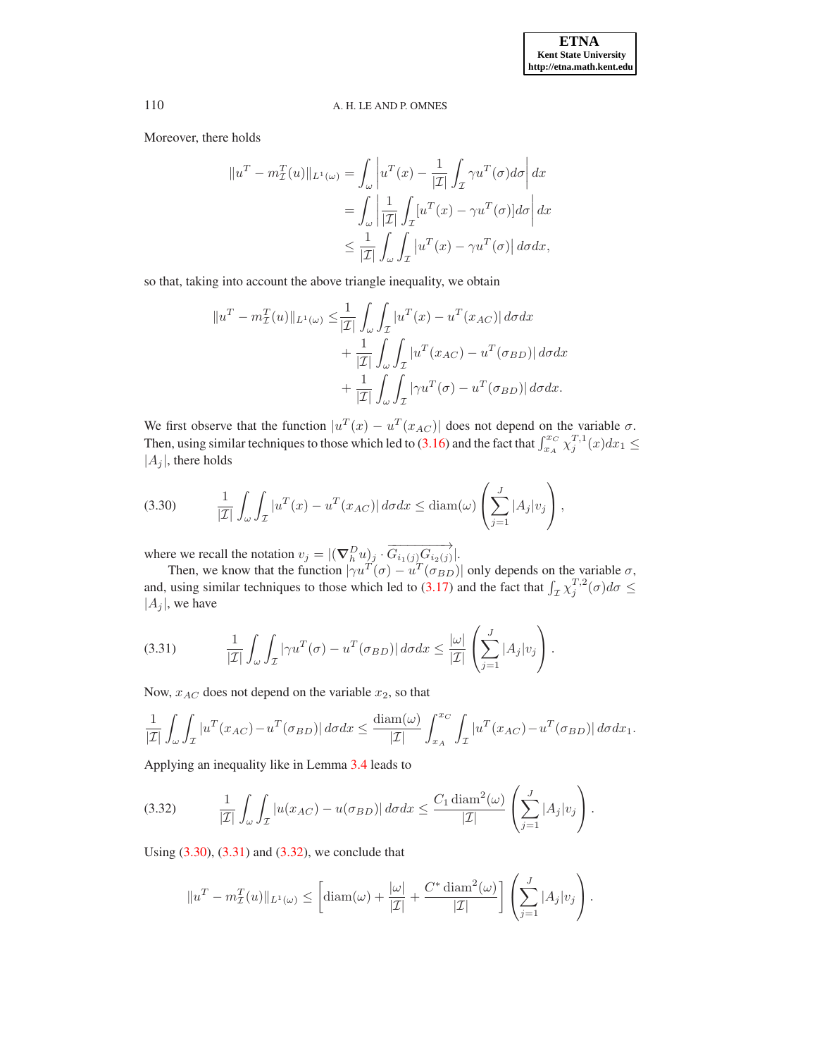Moreover, there holds

$$
\begin{aligned}
\|u^T - m_{\mathcal{I}}^T(u)\|_{L^1(\omega)} &= \int_\omega \left| u^T(x) - \frac{1}{|\mathcal{I}|}\int_{\mathcal{I}} \gamma u^T(\sigma) d\sigma \right| dx \\
&= \int_\omega \left| \frac{1}{|\mathcal{I}|}\int_{\mathcal{I}} [u^T(x) - \gamma u^T(\sigma)] d\sigma \right| dx \\
&\leq \frac{1}{|\mathcal{I}|}\int_\omega \int_{\mathcal{I}} \left| u^T(x) - \gamma u^T(\sigma) \right| d\sigma dx,
\end{aligned}
$$

so that, taking into account the above triangle inequality, we obtain

$$
\begin{aligned}
\|u^T - m_{\mathcal{I}}^T(u)\|_{L^1(\omega)} \leq & \frac{1}{|\mathcal{I}|}\int_\omega \int_{\mathcal{I}} |u^T(x) - u^T(x_{AC})| \, d\sigma dx \\
&+ \frac{1}{|\mathcal{I}|}\int_\omega \int_{\mathcal{I}} |u^T(x_{AC}) - u^T(\sigma_{BD})| \, d\sigma dx \\
&+ \frac{1}{|\mathcal{I}|}\int_\omega \int_{\mathcal{I}} |\gamma u^T(\sigma) - u^T(\sigma_{BD})| \, d\sigma dx.
\end{aligned}
$$

We first observe that the function $|u^T(x) - u^T(x_{AC})|$ does not depend on the variable $\sigma$. Then, using similar techniques to those which led to (3.16) and the fact that $\int_{x_A}^{x_C} \chi_j^{T,1}(x) dx_1 \leq |A_j|$, there holds

$$
\frac{1}{|\mathcal{I}|}\int_\omega \int_{\mathcal{I}} |u^T(x) - u^T(x_{AC})| \, d\sigma dx \leq \operatorname{diam}(\omega) \left( \sum_{j=1}^{J} |A_j| v_j \right), \tag{3.30}
$$

where we recall the notation $v_j = |(\nabla_h^D u)_j \cdot \overrightarrow{G_{i_1(j)} G_{i_2(j)}}|$.

Then, we know that the function $|\gamma u^T(\sigma) - u^T(\sigma_{BD})|$ only depends on the variable $\sigma$, and, using similar techniques to those which led to (3.17) and the fact that $\int_{\mathcal{I}} \chi_j^{T,2}(\sigma) d\sigma \leq |A_j|$, we have

$$
\frac{1}{|\mathcal{I}|}\int_\omega \int_{\mathcal{I}} |\gamma u^T(\sigma) - u^T(\sigma_{BD})| \, d\sigma dx \leq \frac{|\omega|}{|\mathcal{I}|} \left( \sum_{j=1}^{J} |A_j| v_j \right). \tag{3.31}
$$

Now, $x_{AC}$ does not depend on the variable $x_2$, so that

$$
\frac{1}{|\mathcal{I}|}\int_\omega \int_{\mathcal{I}} |u^T(x_{AC}) - u^T(\sigma_{BD})| \, d\sigma dx \leq \frac{\operatorname{diam}(\omega)}{|\mathcal{I}|} \int_{x_A}^{x_C} \int_{\mathcal{I}} |u^T(x_{AC}) - u^T(\sigma_{BD})| \, d\sigma dx_1.
$$

Applying an inequality like in Lemma 3.4 leads to

$$
\frac{1}{|\mathcal{I}|}\int_\omega \int_{\mathcal{I}} |u(x_{AC}) - u(\sigma_{BD})| \, d\sigma dx \leq \frac{C_1 \operatorname{diam}^2(\omega)}{|\mathcal{I}|} \left( \sum_{j=1}^{J} |A_j| v_j \right). \tag{3.32}
$$

Using (3.30), (3.31) and (3.32), we conclude that

$$
\|u^T - m_{\mathcal{I}}^T(u)\|_{L^1(\omega)} \leq \left[ \operatorname{diam}(\omega) + \frac{|\omega|}{|\mathcal{I}|} + \frac{C^* \operatorname{diam}^2(\omega)}{|\mathcal{I}|} \right] \left( \sum_{j=1}^{J} |A_j| v_j \right).
$$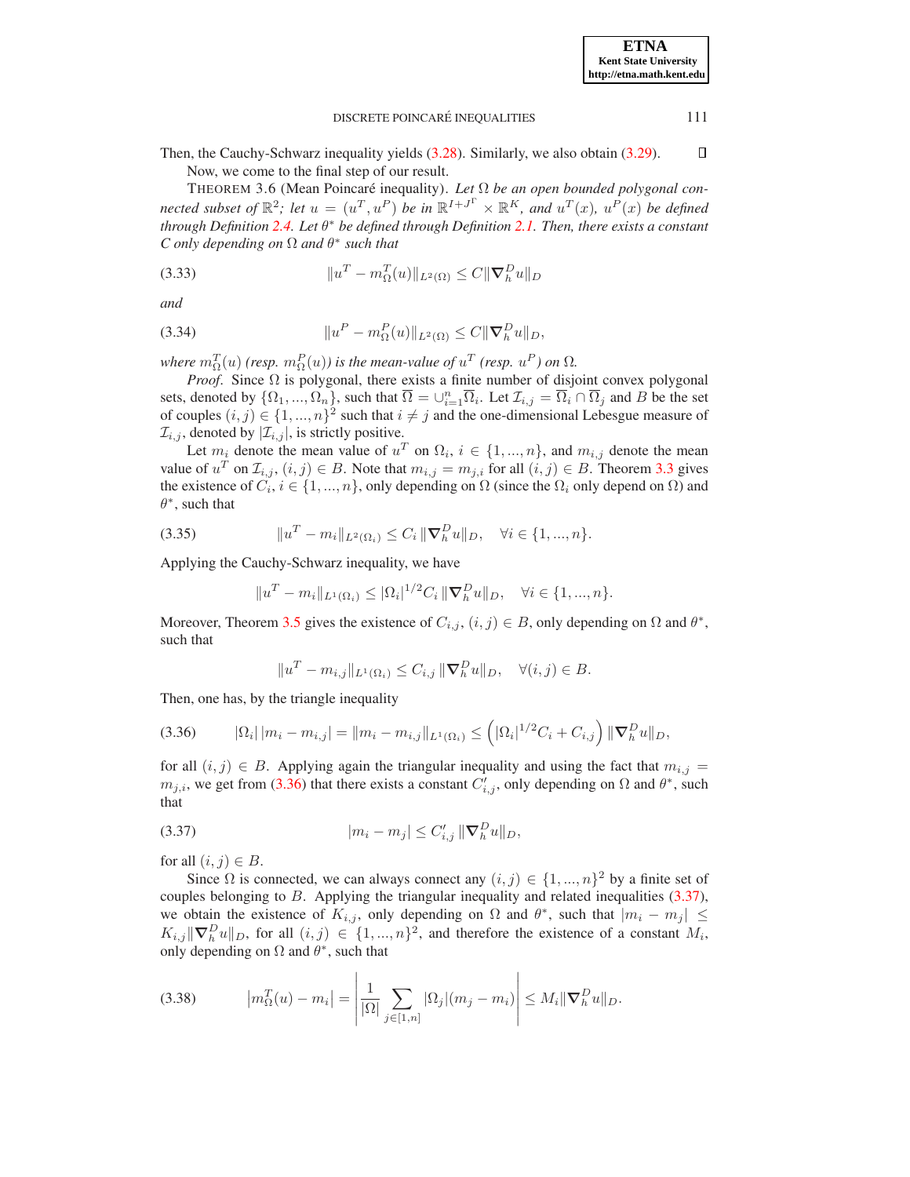Then, the Cauchy-Schwarz inequality yields (3.28). Similarly, we also obtain (3.29). ∎

Now, we come to the final step of our result.

THEOREM 3.6 (Mean Poincaré inequality). *Let $\Omega$ be an open bounded polygonal connected subset of $\mathbb{R}^2$; let $u = (u^T, u^P)$ be in $\mathbb{R}^{I+J^\Gamma} \times \mathbb{R}^K$, and $u^T(x)$, $u^P(x)$ be defined through Definition 2.4. Let $\theta^*$ be defined through Definition 2.1. Then, there exists a constant $C$ only depending on $\Omega$ and $\theta^*$ such that*

$$\|u^T - m^T_\Omega(u)\|_{L^2(\Omega)} \leq C \|\nabla^D_h u\|_D \tag{3.33}$$

*and*

$$\|u^P - m^P_\Omega(u)\|_{L^2(\Omega)} \leq C \|\nabla^D_h u\|_D, \tag{3.34}$$

*where $m^T_\Omega(u)$ (resp. $m^P_\Omega(u)$) is the mean-value of $u^T$ (resp. $u^P$) on $\Omega$.*

*Proof.* Since $\Omega$ is polygonal, there exists a finite number of disjoint convex polygonal sets, denoted by $\{\Omega_1, ..., \Omega_n\}$, such that $\overline{\Omega} = \cup_{i=1}^n \overline{\Omega}_i$. Let $\mathcal{I}_{i,j} = \overline{\Omega}_i \cap \overline{\Omega}_j$ and $B$ be the set of couples $(i,j) \in \{1, ..., n\}^2$ such that $i \neq j$ and the one-dimensional Lebesgue measure of $\mathcal{I}_{i,j}$, denoted by $|\mathcal{I}_{i,j}|$, is strictly positive.

Let $m_i$ denote the mean value of $u^T$ on $\Omega_i$, $i \in \{1, ..., n\}$, and $m_{i,j}$ denote the mean value of $u^T$ on $\mathcal{I}_{i,j}$, $(i,j) \in B$. Note that $m_{i,j} = m_{j,i}$ for all $(i,j) \in B$. Theorem 3.3 gives the existence of $C_i$, $i \in \{1, ..., n\}$, only depending on $\Omega$ (since the $\Omega_i$ only depend on $\Omega$) and $\theta^*$, such that

$$\|u^T - m_i\|_{L^2(\Omega_i)} \leq C_i \, \|\nabla^D_h u\|_D, \quad \forall i \in \{1, ..., n\}. \tag{3.35}$$

Applying the Cauchy-Schwarz inequality, we have

$$\|u^T - m_i\|_{L^1(\Omega_i)} \leq |\Omega_i|^{1/2} C_i \, \|\nabla^D_h u\|_D, \quad \forall i \in \{1, ..., n\}.$$

Moreover, Theorem 3.5 gives the existence of $C_{i,j}$, $(i,j) \in B$, only depending on $\Omega$ and $\theta^*$, such that

$$\|u^T - m_{i,j}\|_{L^1(\Omega_i)} \leq C_{i,j} \, \|\nabla^D_h u\|_D, \quad \forall (i,j) \in B.$$

Then, one has, by the triangle inequality

$$|\Omega_i| \, |m_i - m_{i,j}| = \|m_i - m_{i,j}\|_{L^1(\Omega_i)} \leq \left( |\Omega_i|^{1/2} C_i + C_{i,j} \right) \|\nabla^D_h u\|_D, \tag{3.36}$$

for all $(i,j) \in B$. Applying again the triangular inequality and using the fact that $m_{i,j} = m_{j,i}$, we get from (3.36) that there exists a constant $C'_{i,j}$, only depending on $\Omega$ and $\theta^*$, such that

$$|m_i - m_j| \leq C'_{i,j} \, \|\nabla^D_h u\|_D, \tag{3.37}$$

for all $(i,j) \in B$.

Since $\Omega$ is connected, we can always connect any $(i,j) \in \{1, ..., n\}^2$ by a finite set of couples belonging to $B$. Applying the triangular inequality and related inequalities (3.37), we obtain the existence of $K_{i,j}$, only depending on $\Omega$ and $\theta^*$, such that $|m_i - m_j| \leq K_{i,j} \|\nabla^D_h u\|_D$, for all $(i,j) \in \{1, ..., n\}^2$, and therefore the existence of a constant $M_i$, only depending on $\Omega$ and $\theta^*$, such that

$$\left| m^T_\Omega(u) - m_i \right| = \left| \frac{1}{|\Omega|} \sum_{j \in [1,n]} |\Omega_j| (m_j - m_i) \right| \leq M_i \|\nabla^D_h u\|_D. \tag{3.38}$$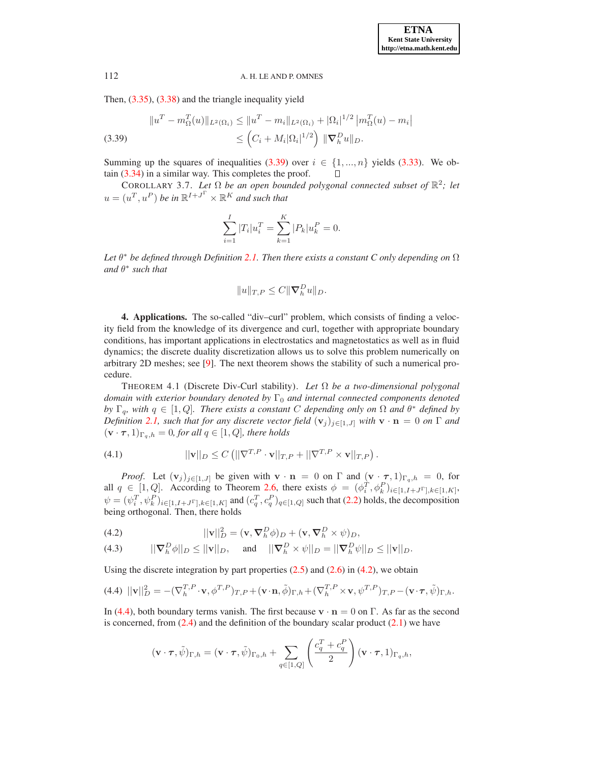Then, (3.35), (3.38) and the triangle inequality yield

$$
\begin{aligned}
\|u^T - m_\Omega^T(u)\|_{L^2(\Omega_i)} &\le \|u^T - m_i\|_{L^2(\Omega_i)} + |\Omega_i|^{1/2}\left|m_\Omega^T(u) - m_i\right| \\
&\le \left(C_i + M_i|\Omega_i|^{1/2}\right)\|\boldsymbol{\nabla}_h^D u\|_D. \qquad (3.39)
\end{aligned}
$$

Summing up the squares of inequalities (3.39) over $i \in \{1, ..., n\}$ yields (3.33). We obtain (3.34) in a similar way. This completes the proof. ∎

COROLLARY 3.7. *Let $\Omega$ be an open bounded polygonal connected subset of $\mathbb{R}^2$; let $u = (u^T, u^P)$ be in $\mathbb{R}^{I+J^\Gamma} \times \mathbb{R}^K$ and such that*

$$
\sum_{i=1}^{I} |T_i| u_i^T = \sum_{k=1}^{K} |P_k| u_k^P = 0.
$$

*Let $\theta^*$ be defined through Definition 2.1. Then there exists a constant $C$ only depending on $\Omega$ and $\theta^*$ such that*

$$
\|u\|_{T,P} \le C\|\boldsymbol{\nabla}_h^D u\|_D.
$$

## 4. Applications.

The so-called "div–curl" problem, which consists of finding a velocity field from the knowledge of its divergence and curl, together with appropriate boundary conditions, has important applications in electrostatics and magnetostatics as well as in fluid dynamics; the discrete duality discretization allows us to solve this problem numerically on arbitrary 2D meshes; see [9]. The next theorem shows the stability of such a numerical procedure.

THEOREM 4.1 (Discrete Div-Curl stability). *Let $\Omega$ be a two-dimensional polygonal domain with exterior boundary denoted by $\Gamma_0$ and internal connected components denoted by $\Gamma_q$, with $q \in [1, Q]$. There exists a constant $C$ depending only on $\Omega$ and $\theta^*$ defined by Definition 2.1, such that for any discrete vector field $(\mathbf{v}_j)_{j\in[1,J]}$ with $\mathbf{v}\cdot\mathbf{n} = 0$ on $\Gamma$ and $(\mathbf{v}\cdot\boldsymbol{\tau}, 1)_{\Gamma_q,h} = 0$, for all $q \in [1, Q]$, there holds*

$$
||\mathbf{v}||_D \le C\left(||\nabla^{T,P}\cdot\mathbf{v}||_{T,P} + ||\nabla^{T,P}\times\mathbf{v}||_{T,P}\right). \qquad (4.1)
$$

*Proof.* Let $(\mathbf{v}_j)_{j\in[1,J]}$ be given with $\mathbf{v}\cdot\mathbf{n} = 0$ on $\Gamma$ and $(\mathbf{v}\cdot\boldsymbol{\tau}, 1)_{\Gamma_q,h} = 0$, for all $q \in [1, Q]$. According to Theorem 2.6, there exists $\phi = (\phi_i^T, \phi_k^P)_{i\in[1,I+J^\Gamma],k\in[1,K]}$, $\psi = (\psi_i^T, \psi_k^P)_{i\in[1,I+J^\Gamma],k\in[1,K]}$ and $(c_q^T, c_q^P)_{q\in[1,Q]}$ such that (2.2) holds, the decomposition being orthogonal. Then, there holds

$$
||\mathbf{v}||_D^2 = (\mathbf{v}, \boldsymbol{\nabla}_h^D\phi)_D + (\mathbf{v}, \boldsymbol{\nabla}_h^D\times\psi)_D, \qquad (4.2)
$$

$$
||\boldsymbol{\nabla}_h^D\phi||_D \le ||\mathbf{v}||_D, \quad \text{and} \quad ||\boldsymbol{\nabla}_h^D\times\psi||_D = ||\boldsymbol{\nabla}_h^D\psi||_D \le ||\mathbf{v}||_D. \qquad (4.3)
$$

Using the discrete integration by part properties (2.5) and (2.6) in (4.2), we obtain

$$
||\mathbf{v}||_D^2 = -(\nabla_h^{T,P}\cdot\mathbf{v}, \phi^{T,P})_{T,P} + (\mathbf{v}\cdot\mathbf{n}, \tilde{\phi})_{\Gamma,h} + (\nabla_h^{T,P}\times\mathbf{v}, \psi^{T,P})_{T,P} - (\mathbf{v}\cdot\boldsymbol{\tau}, \tilde{\psi})_{\Gamma,h}. \qquad (4.4)
$$

In (4.4), both boundary terms vanish. The first because $\mathbf{v}\cdot\mathbf{n} = 0$ on $\Gamma$. As far as the second is concerned, from (2.4) and the definition of the boundary scalar product (2.1) we have

$$
(\mathbf{v}\cdot\boldsymbol{\tau}, \tilde{\psi})_{\Gamma,h} = (\mathbf{v}\cdot\boldsymbol{\tau}, \tilde{\psi})_{\Gamma_0,h} + \sum_{q\in[1,Q]}\left(\frac{c_q^T + c_q^P}{2}\right)(\mathbf{v}\cdot\boldsymbol{\tau}, 1)_{\Gamma_q,h},
$$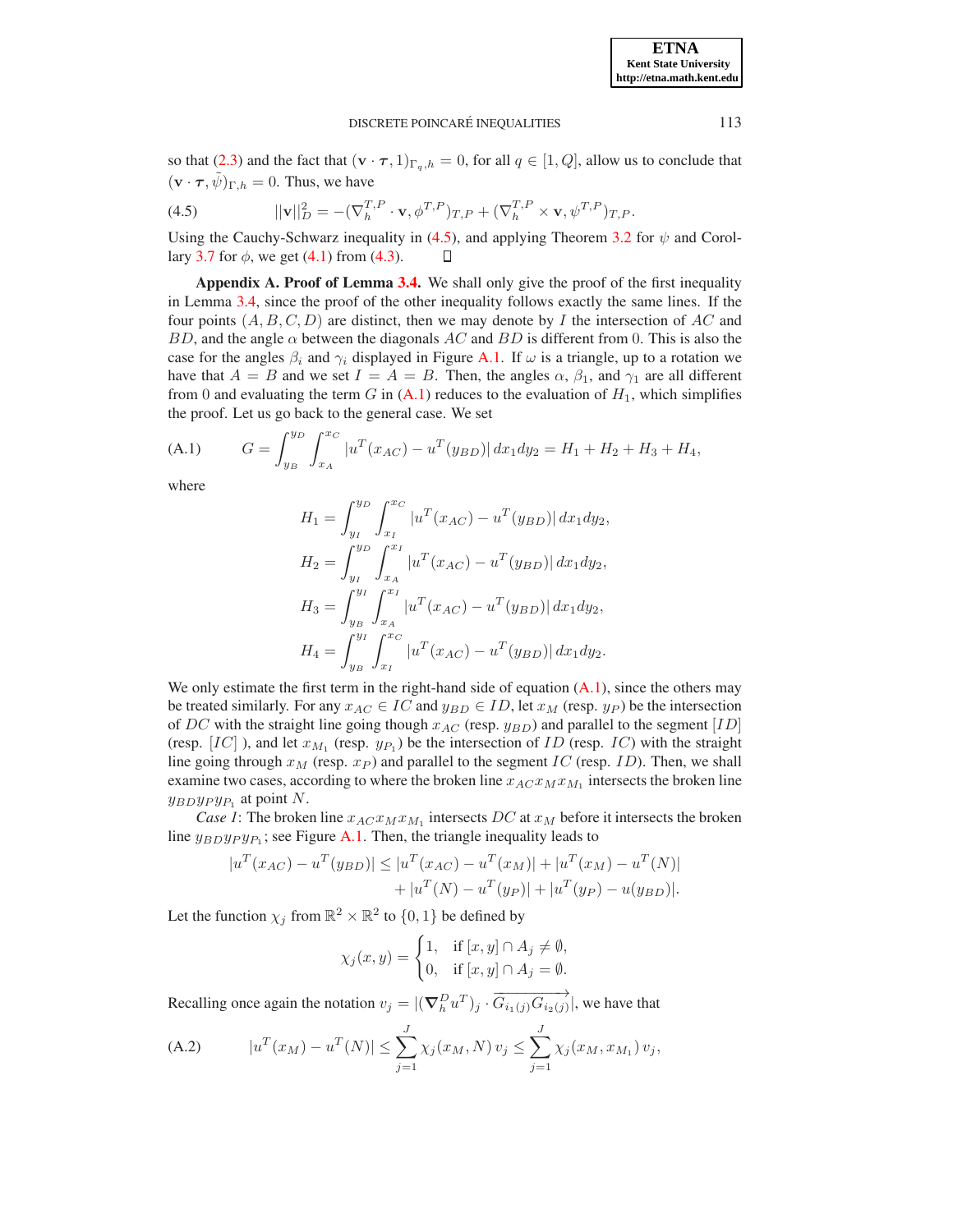so that (2.3) and the fact that $(\mathbf{v} \cdot \boldsymbol{\tau}, 1)_{\Gamma_q,h} = 0$, for all $q \in [1, Q]$, allow us to conclude that $(\mathbf{v} \cdot \boldsymbol{\tau}, \tilde{\psi})_{\Gamma,h} = 0$. Thus, we have

$$||\mathbf{v}||_D^2 = -(\nabla_h^{T,P} \cdot \mathbf{v}, \phi^{T,P})_{T,P} + (\nabla_h^{T,P} \times \mathbf{v}, \psi^{T,P})_{T,P}. \tag{4.5}$$

Using the Cauchy-Schwarz inequality in (4.5), and applying Theorem 3.2 for $\psi$ and Corollary 3.7 for $\phi$, we get (4.1) from (4.3). $\square$

**Appendix A. Proof of Lemma 3.4.** We shall only give the proof of the first inequality in Lemma 3.4, since the proof of the other inequality follows exactly the same lines. If the four points $(A, B, C, D)$ are distinct, then we may denote by $I$ the intersection of $AC$ and $BD$, and the angle $\alpha$ between the diagonals $AC$ and $BD$ is different from 0. This is also the case for the angles $\beta_i$ and $\gamma_i$ displayed in Figure A.1. If $\omega$ is a triangle, up to a rotation we have that $A = B$ and we set $I = A = B$. Then, the angles $\alpha$, $\beta_1$, and $\gamma_1$ are all different from 0 and evaluating the term $G$ in (A.1) reduces to the evaluation of $H_1$, which simplifies the proof. Let us go back to the general case. We set

$$G = \int_{y_B}^{y_D} \int_{x_A}^{x_C} |u^T(x_{AC}) - u^T(y_{BD})| \, dx_1 dy_2 = H_1 + H_2 + H_3 + H_4, \tag{A.1}$$

where

$$H_1 = \int_{y_I}^{y_D} \int_{x_I}^{x_C} |u^T(x_{AC}) - u^T(y_{BD})| \, dx_1 dy_2,$$

$$H_2 = \int_{y_I}^{y_D} \int_{x_A}^{x_I} |u^T(x_{AC}) - u^T(y_{BD})| \, dx_1 dy_2,$$

$$H_3 = \int_{y_B}^{y_I} \int_{x_A}^{x_I} |u^T(x_{AC}) - u^T(y_{BD})| \, dx_1 dy_2,$$

$$H_4 = \int_{y_B}^{y_I} \int_{x_I}^{x_C} |u^T(x_{AC}) - u^T(y_{BD})| \, dx_1 dy_2.$$

We only estimate the first term in the right-hand side of equation (A.1), since the others may be treated similarly. For any $x_{AC} \in IC$ and $y_{BD} \in ID$, let $x_M$ (resp. $y_P$) be the intersection of $DC$ with the straight line going though $x_{AC}$ (resp. $y_{BD}$) and parallel to the segment $[ID]$ (resp. $[IC]$ ), and let $x_{M_1}$ (resp. $y_{P_1}$) be the intersection of $ID$ (resp. $IC$) with the straight line going through $x_M$ (resp. $x_P$) and parallel to the segment $IC$ (resp. $ID$). Then, we shall examine two cases, according to where the broken line $x_{AC}x_Mx_{M_1}$ intersects the broken line $y_{BD}y_Py_{P_1}$ at point $N$.

*Case 1*: The broken line $x_{AC}x_Mx_{M_1}$ intersects $DC$ at $x_M$ before it intersects the broken line $y_{BD}y_Py_{P_1}$; see Figure A.1. Then, the triangle inequality leads to

$$|u^T(x_{AC}) - u^T(y_{BD})| \leq |u^T(x_{AC}) - u^T(x_M)| + |u^T(x_M) - u^T(N)| + |u^T(N) - u^T(y_P)| + |u^T(y_P) - u(y_{BD})|.$$

Let the function $\chi_j$ from $\mathbb{R}^2 \times \mathbb{R}^2$ to $\{0, 1\}$ be defined by

$$\chi_j(x, y) = \begin{cases} 1, & \text{if } [x, y] \cap A_j \neq \emptyset, \\ 0, & \text{if } [x, y] \cap A_j = \emptyset. \end{cases}$$

Recalling once again the notation $v_j = |(\boldsymbol{\nabla}_h^D u^T)_j \cdot \overrightarrow{G_{i_1(j)}G_{i_2(j)}}|$, we have that

$$|u^T(x_M) - u^T(N)| \leq \sum_{j=1}^{J} \chi_j(x_M, N) \, v_j \leq \sum_{j=1}^{J} \chi_j(x_M, x_{M_1}) \, v_j, \tag{A.2}$$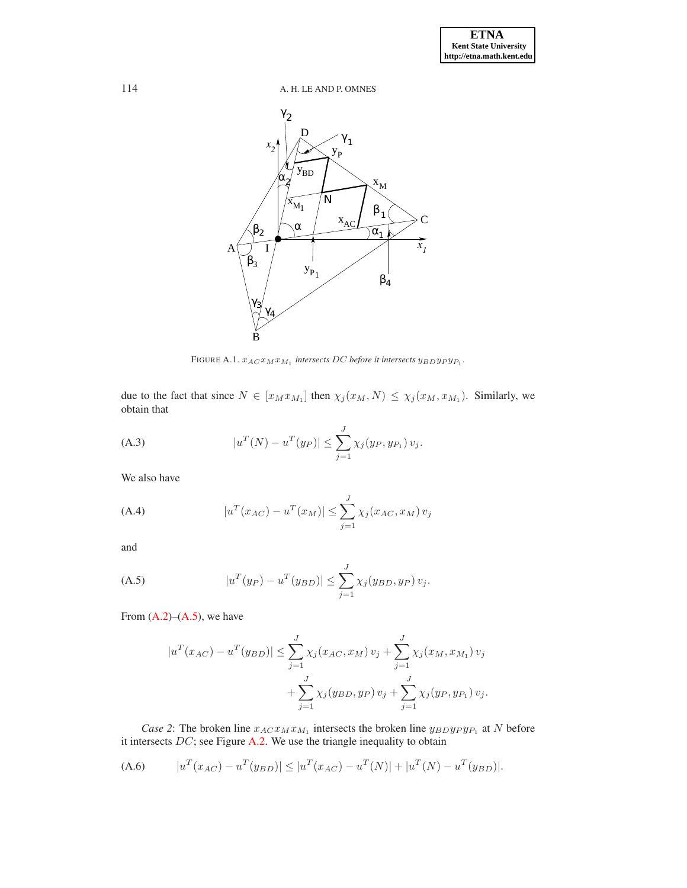FIGURE A.1. $x_{AC}x_Mx_{M_1}$ *intersects* $DC$ *before it intersects* $y_{BD}y_Py_{P_1}$.

due to the fact that since $N \in [x_M x_{M_1}]$ then $\chi_j(x_M, N) \leq \chi_j(x_M, x_{M_1})$. Similarly, we obtain that

$$|u^T(N) - u^T(y_P)| \leq \sum_{j=1}^{J} \chi_j(y_P, y_{P_1})\, v_j. \tag{A.3}$$

We also have

$$|u^T(x_{AC}) - u^T(x_M)| \leq \sum_{j=1}^{J} \chi_j(x_{AC}, x_M)\, v_j \tag{A.4}$$

and

$$|u^T(y_P) - u^T(y_{BD})| \leq \sum_{j=1}^{J} \chi_j(y_{BD}, y_P)\, v_j. \tag{A.5}$$

From (A.2)–(A.5), we have

$$\begin{aligned} |u^T(x_{AC}) - u^T(y_{BD})| \leq &\sum_{j=1}^{J} \chi_j(x_{AC}, x_M)\, v_j + \sum_{j=1}^{J} \chi_j(x_M, x_{M_1})\, v_j \\ &+ \sum_{j=1}^{J} \chi_j(y_{BD}, y_P)\, v_j + \sum_{j=1}^{J} \chi_j(y_P, y_{P_1})\, v_j. \end{aligned}$$

*Case 2*: The broken line $x_{AC}x_Mx_{M_1}$ intersects the broken line $y_{BD}y_Py_{P_1}$ at $N$ before it intersects $DC$; see Figure A.2. We use the triangle inequality to obtain

$$|u^T(x_{AC}) - u^T(y_{BD})| \leq |u^T(x_{AC}) - u^T(N)| + |u^T(N) - u^T(y_{BD})|. \tag{A.6}$$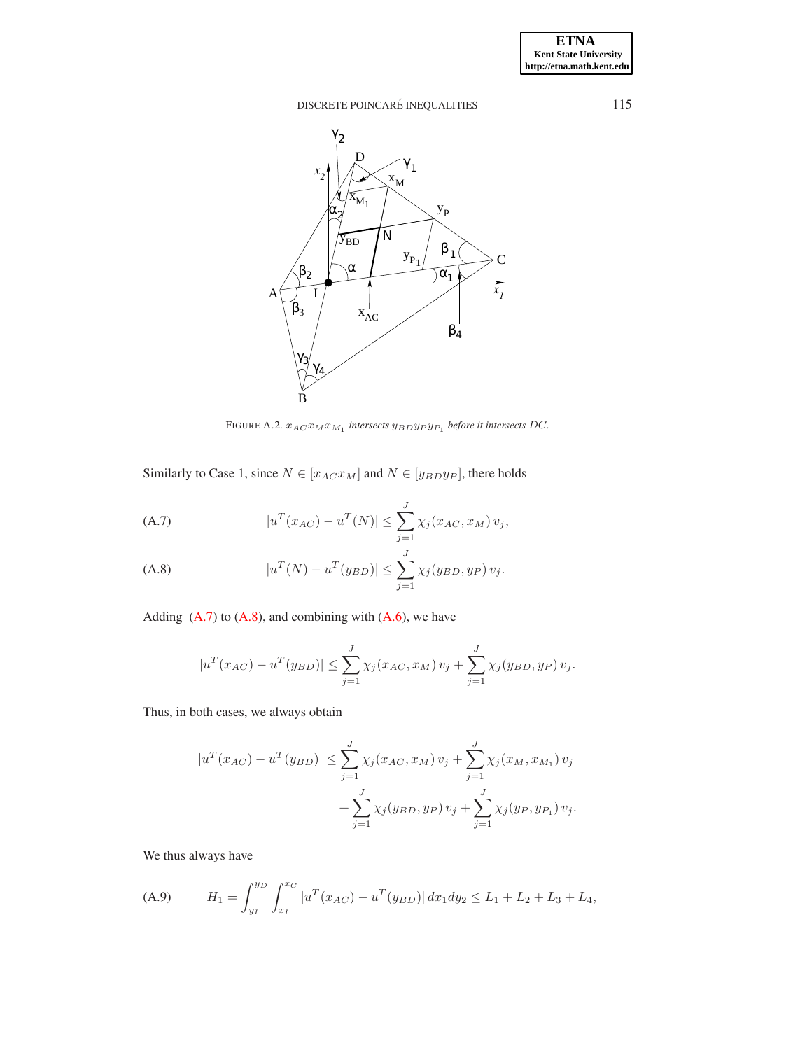FIGURE A.2. $x_{AC}x_Mx_{M_1}$ *intersects* $y_{BD}y_Py_{P_1}$ *before it intersects* $DC$.

Similarly to Case 1, since $N \in [x_{AC}x_M]$ and $N \in [y_{BD}y_P]$, there holds

$$
|u^T(x_{AC}) - u^T(N)| \le \sum_{j=1}^{J} \chi_j(x_{AC}, x_M)\, v_j, \tag{A.7}
$$

$$
|u^T(N) - u^T(y_{BD})| \le \sum_{j=1}^{J} \chi_j(y_{BD}, y_P)\, v_j. \tag{A.8}
$$

Adding (A.7) to (A.8), and combining with (A.6), we have

$$
|u^T(x_{AC}) - u^T(y_{BD})| \le \sum_{j=1}^{J} \chi_j(x_{AC}, x_M)\, v_j + \sum_{j=1}^{J} \chi_j(y_{BD}, y_P)\, v_j.
$$

Thus, in both cases, we always obtain

$$
\begin{aligned}
|u^T(x_{AC}) - u^T(y_{BD})| \le & \sum_{j=1}^{J} \chi_j(x_{AC}, x_M)\, v_j + \sum_{j=1}^{J} \chi_j(x_M, x_{M_1})\, v_j \\
& + \sum_{j=1}^{J} \chi_j(y_{BD}, y_P)\, v_j + \sum_{j=1}^{J} \chi_j(y_P, y_{P_1})\, v_j.
\end{aligned}
$$

We thus always have

$$
H_1 = \int_{y_I}^{y_D} \int_{x_I}^{x_C} |u^T(x_{AC}) - u^T(y_{BD})|\, dx_1 dy_2 \le L_1 + L_2 + L_3 + L_4, \tag{A.9}
$$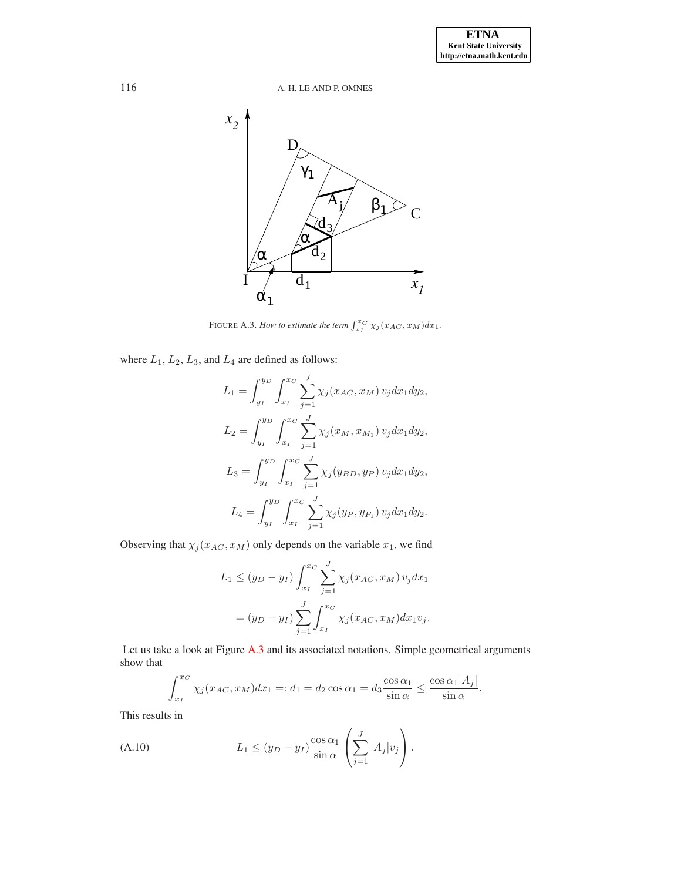FIGURE A.3. *How to estimate the term* $\int_{x_I}^{x_C} \chi_j(x_{AC}, x_M)dx_1$.

where $L_1$, $L_2$, $L_3$, and $L_4$ are defined as follows:

$$L_1 = \int_{y_I}^{y_D} \int_{x_I}^{x_C} \sum_{j=1}^{J} \chi_j(x_{AC}, x_M)\, v_j dx_1 dy_2,$$

$$L_2 = \int_{y_I}^{y_D} \int_{x_I}^{x_C} \sum_{j=1}^{J} \chi_j(x_M, x_{M_1})\, v_j dx_1 dy_2,$$

$$L_3 = \int_{y_I}^{y_D} \int_{x_I}^{x_C} \sum_{j=1}^{J} \chi_j(y_{BD}, y_P)\, v_j dx_1 dy_2,$$

$$L_4 = \int_{y_I}^{y_D} \int_{x_I}^{x_C} \sum_{j=1}^{J} \chi_j(y_P, y_{P_1})\, v_j dx_1 dy_2.$$

Observing that $\chi_j(x_{AC}, x_M)$ only depends on the variable $x_1$, we find

$$\begin{aligned} L_1 &\leq (y_D - y_I) \int_{x_I}^{x_C} \sum_{j=1}^{J} \chi_j(x_{AC}, x_M)\, v_j dx_1 \\ &= (y_D - y_I) \sum_{j=1}^{J} \int_{x_I}^{x_C} \chi_j(x_{AC}, x_M) dx_1 v_j. \end{aligned}$$

Let us take a look at Figure A.3 and its associated notations. Simple geometrical arguments show that

$$\int_{x_I}^{x_C} \chi_j(x_{AC}, x_M) dx_1 =: d_1 = d_2 \cos\alpha_1 = d_3 \frac{\cos\alpha_1}{\sin\alpha} \leq \frac{\cos\alpha_1 |A_j|}{\sin\alpha}.$$

This results in

$$L_1 \leq (y_D - y_I) \frac{\cos\alpha_1}{\sin\alpha} \left( \sum_{j=1}^{J} |A_j| v_j \right). \tag{A.10}$$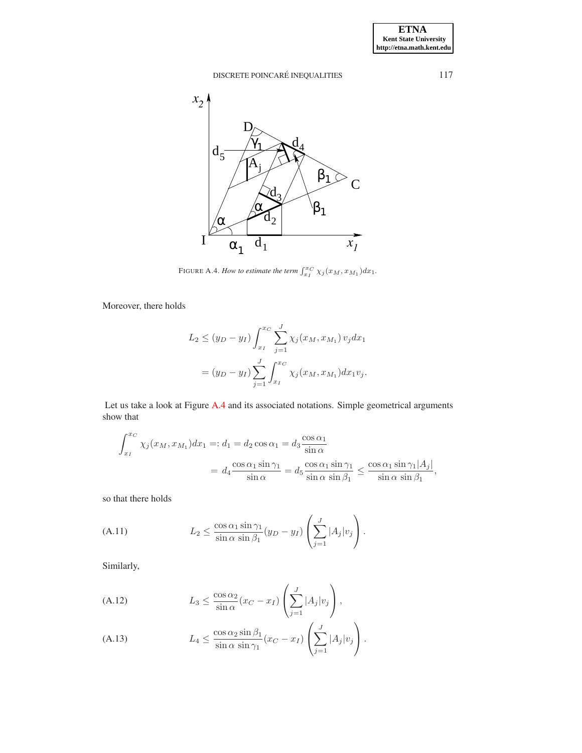FIGURE A.4. *How to estimate the term* $\int_{x_I}^{x_C} \chi_j(x_M, x_{M_1})dx_1$.

Moreover, there holds

$$
\begin{aligned}
L_2 &\leq (y_D - y_I) \int_{x_I}^{x_C} \sum_{j=1}^{J} \chi_j(x_M, x_{M_1})\, v_j dx_1 \\
&= (y_D - y_I) \sum_{j=1}^{J} \int_{x_I}^{x_C} \chi_j(x_M, x_{M_1}) dx_1 v_j.
\end{aligned}
$$

Let us take a look at Figure A.4 and its associated notations. Simple geometrical arguments show that

$$
\begin{aligned}
\int_{x_I}^{x_C} \chi_j(x_M, x_{M_1}) dx_1 =: d_1 = d_2 \cos\alpha_1 = d_3 \frac{\cos\alpha_1}{\sin\alpha} \\
= d_4 \frac{\cos\alpha_1 \sin\gamma_1}{\sin\alpha} = d_5 \frac{\cos\alpha_1 \sin\gamma_1}{\sin\alpha\, \sin\beta_1} \leq \frac{\cos\alpha_1 \sin\gamma_1 |A_j|}{\sin\alpha\, \sin\beta_1},
\end{aligned}
$$

so that there holds

$$
L_2 \leq \frac{\cos\alpha_1 \sin\gamma_1}{\sin\alpha\, \sin\beta_1} (y_D - y_I) \left( \sum_{j=1}^{J} |A_j| v_j \right). \tag{A.11}
$$

Similarly,

$$
L_3 \leq \frac{\cos\alpha_2}{\sin\alpha} (x_C - x_I) \left( \sum_{j=1}^{J} |A_j| v_j \right), \tag{A.12}
$$

$$
L_4 \leq \frac{\cos\alpha_2 \sin\beta_1}{\sin\alpha\, \sin\gamma_1} (x_C - x_I) \left( \sum_{j=1}^{J} |A_j| v_j \right). \tag{A.13}
$$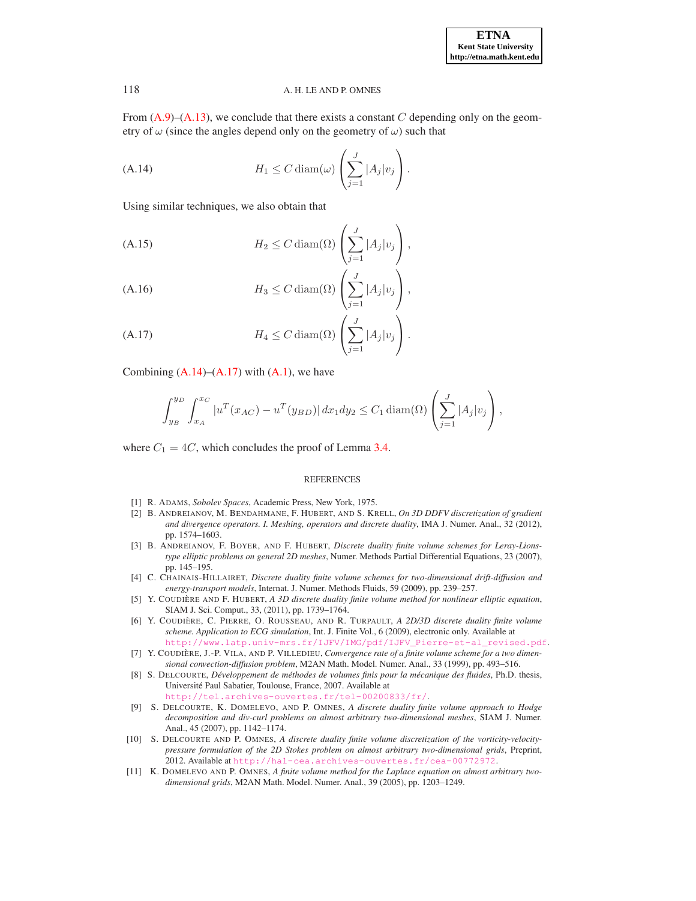From (A.9)–(A.13), we conclude that there exists a constant $C$ depending only on the geometry of $\omega$ (since the angles depend only on the geometry of $\omega$) such that

$$H_1 \leq C \operatorname{diam}(\omega) \left( \sum_{j=1}^{J} |A_j| v_j \right). \tag{A.14}$$

Using similar techniques, we also obtain that

$$H_2 \leq C \operatorname{diam}(\Omega) \left( \sum_{j=1}^{J} |A_j| v_j \right), \tag{A.15}$$

$$H_3 \leq C \operatorname{diam}(\Omega) \left( \sum_{j=1}^{J} |A_j| v_j \right), \tag{A.16}$$

$$H_4 \leq C \operatorname{diam}(\Omega) \left( \sum_{j=1}^{J} |A_j| v_j \right). \tag{A.17}$$

Combining (A.14)–(A.17) with (A.1), we have

$$\int_{y_B}^{y_D} \int_{x_A}^{x_C} |u^T(x_{AC}) - u^T(y_{BD})| \, dx_1 dy_2 \leq C_1 \operatorname{diam}(\Omega) \left( \sum_{j=1}^{J} |A_j| v_j \right),$$

where $C_1 = 4C$, which concludes the proof of Lemma 3.4.

## REFERENCES

[1] R. Adams, *Sobolev Spaces*, Academic Press, New York, 1975.

[2] B. Andreianov, M. Bendahmane, F. Hubert, and S. Krell, *On 3D DDFV discretization of gradient and divergence operators. I. Meshing, operators and discrete duality*, IMA J. Numer. Anal., 32 (2012), pp. 1574–1603.

[3] B. Andreianov, F. Boyer, and F. Hubert, *Discrete duality finite volume schemes for Leray-Lions-type elliptic problems on general 2D meshes*, Numer. Methods Partial Differential Equations, 23 (2007), pp. 145–195.

[4] C. Chainais-Hillairet, *Discrete duality finite volume schemes for two-dimensional drift-diffusion and energy-transport models*, Internat. J. Numer. Methods Fluids, 59 (2009), pp. 239–257.

[5] Y. Coudière and F. Hubert, *A 3D discrete duality finite volume method for nonlinear elliptic equation*, SIAM J. Sci. Comput., 33, (2011), pp. 1739–1764.

[6] Y. Coudière, C. Pierre, O. Rousseau, and R. Turpault, *A 2D/3D discrete duality finite volume scheme. Application to ECG simulation*, Int. J. Finite Vol., 6 (2009), electronic only. Available at http://www.latp.univ-mrs.fr/IJFV/IMG/pdf/IJFV_Pierre-et-al_revised.pdf.

[7] Y. Coudière, J.-P. Vila, and P. Villedieu, *Convergence rate of a finite volume scheme for a two dimensional convection-diffusion problem*, M2AN Math. Model. Numer. Anal., 33 (1999), pp. 493–516.

[8] S. Delcourte, *Développement de méthodes de volumes finis pour la mécanique des fluides*, Ph.D. thesis, Université Paul Sabatier, Toulouse, France, 2007. Available at http://tel.archives-ouvertes.fr/tel-00200833/fr/.

[9] S. Delcourte, K. Domelevo, and P. Omnes, *A discrete duality finite volume approach to Hodge decomposition and div-curl problems on almost arbitrary two-dimensional meshes*, SIAM J. Numer. Anal., 45 (2007), pp. 1142–1174.

[10] S. Delcourte and P. Omnes, *A discrete duality finite volume discretization of the vorticity-velocity-pressure formulation of the 2D Stokes problem on almost arbitrary two-dimensional grids*, Preprint, 2012. Available at http://hal-cea.archives-ouvertes.fr/cea-00772972.

[11] K. Domelevo and P. Omnes, *A finite volume method for the Laplace equation on almost arbitrary two-dimensional grids*, M2AN Math. Model. Numer. Anal., 39 (2005), pp. 1203–1249.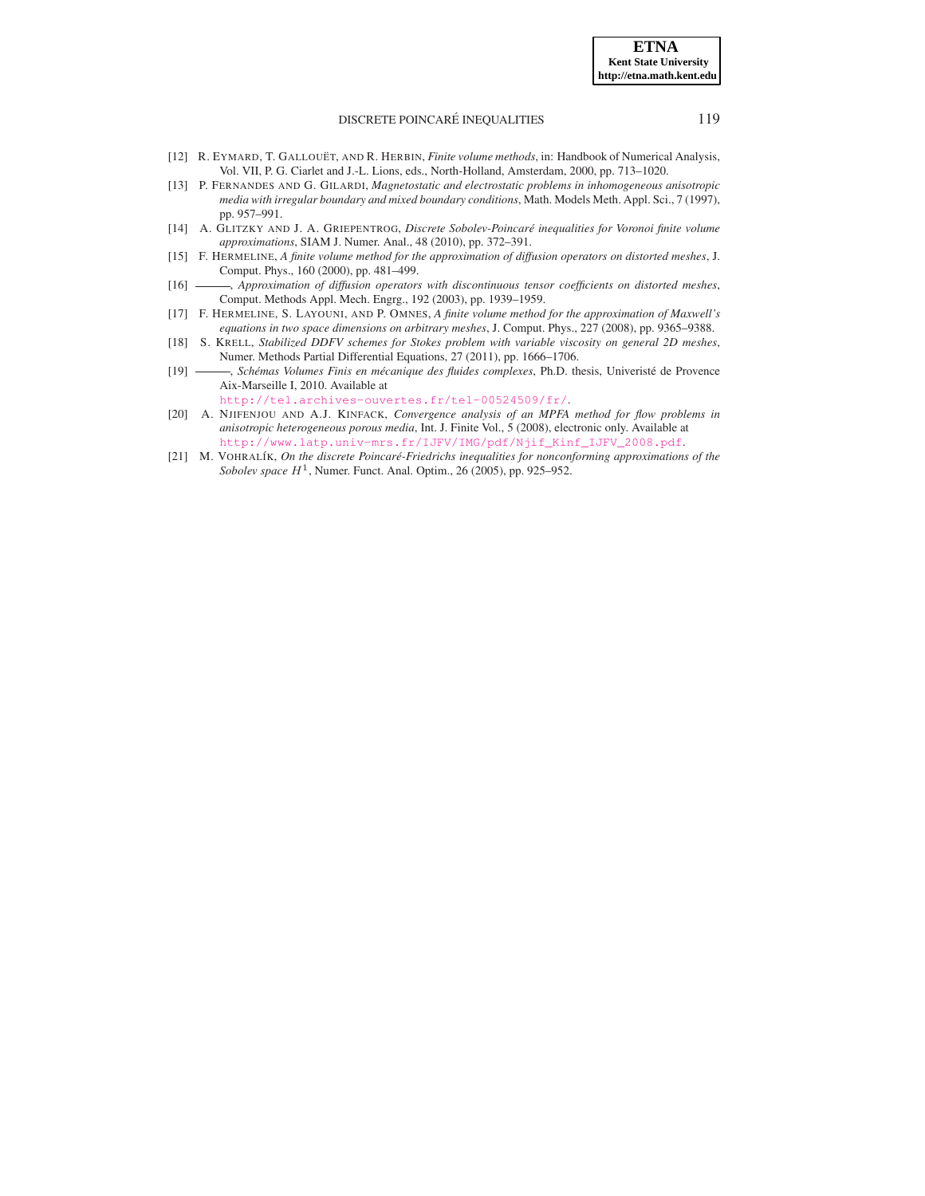[12] R. Eymard, T. Gallouët, and R. Herbin, *Finite volume methods*, in: Handbook of Numerical Analysis, Vol. VII, P. G. Ciarlet and J.-L. Lions, eds., North-Holland, Amsterdam, 2000, pp. 713–1020.

[13] P. Fernandes and G. Gilardi, *Magnetostatic and electrostatic problems in inhomogeneous anisotropic media with irregular boundary and mixed boundary conditions*, Math. Models Meth. Appl. Sci., 7 (1997), pp. 957–991.

[14] A. Glitzky and J. A. Griepentrog, *Discrete Sobolev-Poincaré inequalities for Voronoi finite volume approximations*, SIAM J. Numer. Anal., 48 (2010), pp. 372–391.

[15] F. Hermeline, *A finite volume method for the approximation of diffusion operators on distorted meshes*, J. Comput. Phys., 160 (2000), pp. 481–499.

[16] ———, *Approximation of diffusion operators with discontinuous tensor coefficients on distorted meshes*, Comput. Methods Appl. Mech. Engrg., 192 (2003), pp. 1939–1959.

[17] F. Hermeline, S. Layouni, and P. Omnes, *A finite volume method for the approximation of Maxwell's equations in two space dimensions on arbitrary meshes*, J. Comput. Phys., 227 (2008), pp. 9365–9388.

[18] S. Krell, *Stabilized DDFV schemes for Stokes problem with variable viscosity on general 2D meshes*, Numer. Methods Partial Differential Equations, 27 (2011), pp. 1666–1706.

[19] ———, *Schémas Volumes Finis en mécanique des fluides complexes*, Ph.D. thesis, Univeristé de Provence Aix-Marseille I, 2010. Available at http://tel.archives-ouvertes.fr/tel-00524509/fr/.

[20] A. Njifenjou and A.J. Kinfack, *Convergence analysis of an MPFA method for flow problems in anisotropic heterogeneous porous media*, Int. J. Finite Vol., 5 (2008), electronic only. Available at http://www.latp.univ-mrs.fr/IJFV/IMG/pdf/Njif_Kinf_IJFV_2008.pdf.

[21] M. Vohralík, *On the discrete Poincaré-Friedrichs inequalities for nonconforming approximations of the Sobolev space* $H^1$, Numer. Funct. Anal. Optim., 26 (2005), pp. 925–952.